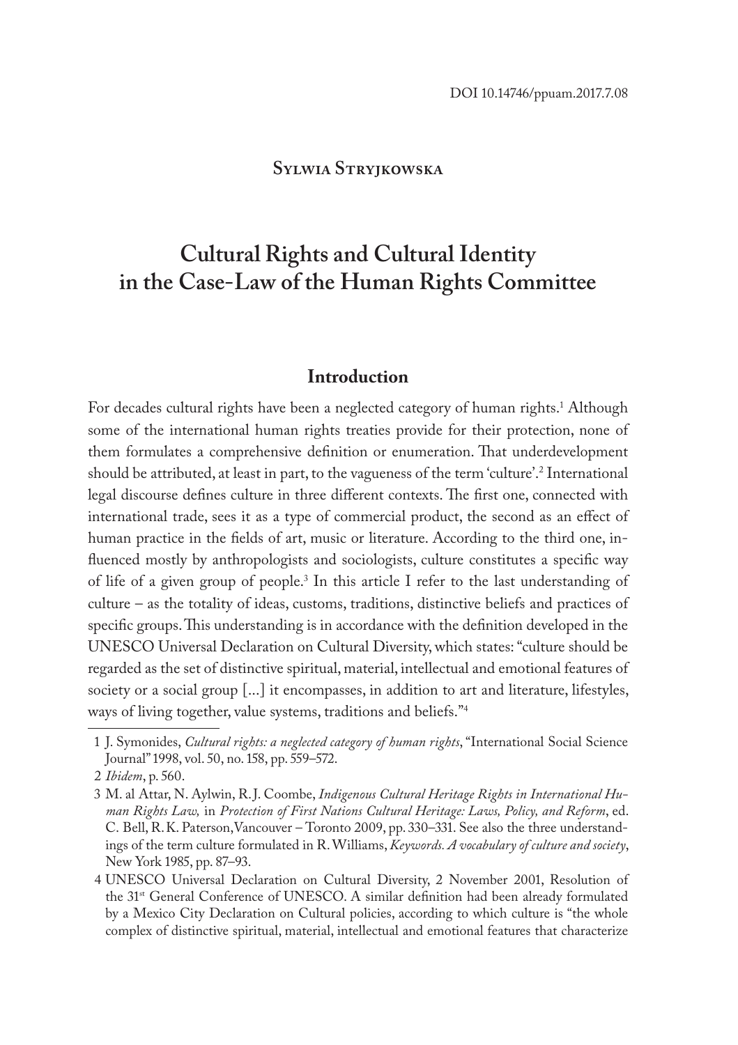DOI 10.14746/ppuam.2017.7.08

**Sylwia Stryjkowska**

# Cultural Rights and Cultural Identity in the Case-Law of the Human Rights Committee

## Introduction

For decades cultural rights have been a neglected category of human rights.[1] Although some of the international human rights treaties provide for their protection, none of them formulates a comprehensive definition or enumeration. That underdevelopment should be attributed, at least in part, to the vagueness of the term 'culture'.[2] International legal discourse defines culture in three different contexts. The first one, connected with international trade, sees it as a type of commercial product, the second as an effect of human practice in the fields of art, music or literature. According to the third one, influenced mostly by anthropologists and sociologists, culture constitutes a specific way of life of a given group of people.[3] In this article I refer to the last understanding of culture – as the totality of ideas, customs, traditions, distinctive beliefs and practices of specific groups. This understanding is in accordance with the definition developed in the UNESCO Universal Declaration on Cultural Diversity, which states: "culture should be regarded as the set of distinctive spiritual, material, intellectual and emotional features of society or a social group [...] it encompasses, in addition to art and literature, lifestyles, ways of living together, value systems, traditions and beliefs."[4]

---

1 J. Symonides, *Cultural rights: a neglected category of human rights*, "International Social Science Journal" 1998, vol. 50, no. 158, pp. 559–572.

2 *Ibidem*, p. 560.

3 M. al Attar, N. Aylwin, R. J. Coombe, *Indigenous Cultural Heritage Rights in International Human Rights Law,* in *Protection of First Nations Cultural Heritage: Laws, Policy, and Reform*, ed. C. Bell, R. K. Paterson, Vancouver – Toronto 2009, pp. 330–331. See also the three understandings of the term culture formulated in R. Williams, *Keywords. A vocabulary of culture and society*, New York 1985, pp. 87–93.

4 UNESCO Universal Declaration on Cultural Diversity, 2 November 2001, Resolution of the 31st General Conference of UNESCO. A similar definition had been already formulated by a Mexico City Declaration on Cultural policies, according to which culture is "the whole complex of distinctive spiritual, material, intellectual and emotional features that characterize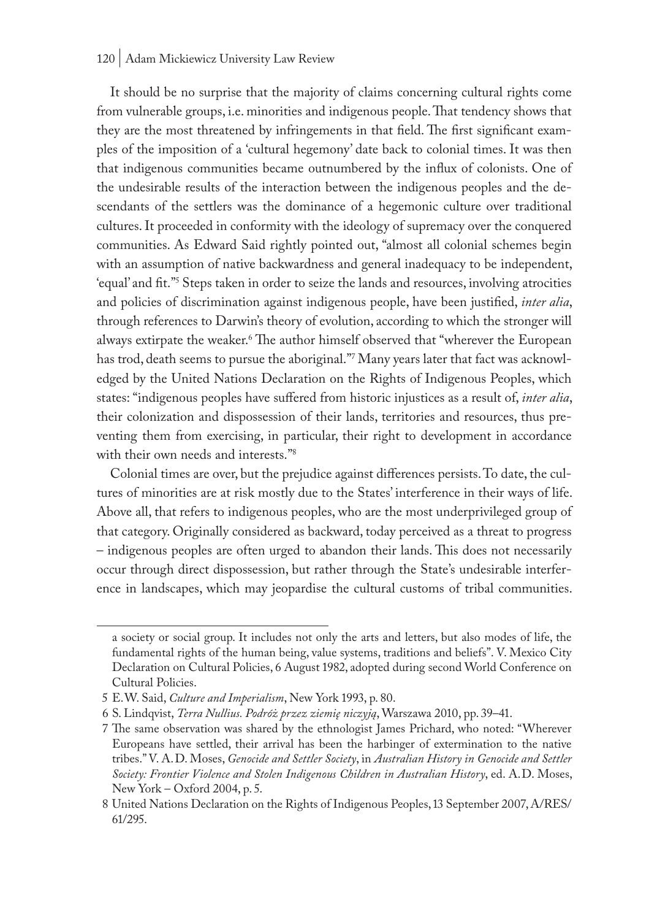It should be no surprise that the majority of claims concerning cultural rights come from vulnerable groups, i.e. minorities and indigenous people. That tendency shows that they are the most threatened by infringements in that field. The first significant examples of the imposition of a 'cultural hegemony' date back to colonial times. It was then that indigenous communities became outnumbered by the influx of colonists. One of the undesirable results of the interaction between the indigenous peoples and the descendants of the settlers was the dominance of a hegemonic culture over traditional cultures. It proceeded in conformity with the ideology of supremacy over the conquered communities. As Edward Said rightly pointed out, "almost all colonial schemes begin with an assumption of native backwardness and general inadequacy to be independent, 'equal' and fit."[5] Steps taken in order to seize the lands and resources, involving atrocities and policies of discrimination against indigenous people, have been justified, *inter alia*, through references to Darwin's theory of evolution, according to which the stronger will always extirpate the weaker.[6] The author himself observed that "wherever the European has trod, death seems to pursue the aboriginal."[7] Many years later that fact was acknowledged by the United Nations Declaration on the Rights of Indigenous Peoples, which states: "indigenous peoples have suffered from historic injustices as a result of, *inter alia*, their colonization and dispossession of their lands, territories and resources, thus preventing them from exercising, in particular, their right to development in accordance with their own needs and interests."[8]

Colonial times are over, but the prejudice against differences persists. To date, the cultures of minorities are at risk mostly due to the States' interference in their ways of life. Above all, that refers to indigenous peoples, who are the most underprivileged group of that category. Originally considered as backward, today perceived as a threat to progress – indigenous peoples are often urged to abandon their lands. This does not necessarily occur through direct dispossession, but rather through the State's undesirable interference in landscapes, which may jeopardise the cultural customs of tribal communities.

---

a society or social group. It includes not only the arts and letters, but also modes of life, the fundamental rights of the human being, value systems, traditions and beliefs". V. Mexico City Declaration on Cultural Policies, 6 August 1982, adopted during second World Conference on Cultural Policies.

5 E.W. Said, *Culture and Imperialism*, New York 1993, p. 80.

6 S. Lindqvist, *Terra Nullius. Podróż przez ziemię niczyją*, Warszawa 2010, pp. 39–41.

7 The same observation was shared by the ethnologist James Prichard, who noted: "Wherever Europeans have settled, their arrival has been the harbinger of extermination to the native tribes." V. A.D. Moses, *Genocide and Settler Society*, in *Australian History in Genocide and Settler Society: Frontier Violence and Stolen Indigenous Children in Australian History*, ed. A.D. Moses, New York – Oxford 2004, p. 5.

8 United Nations Declaration on the Rights of Indigenous Peoples, 13 September 2007, A/RES/61/295.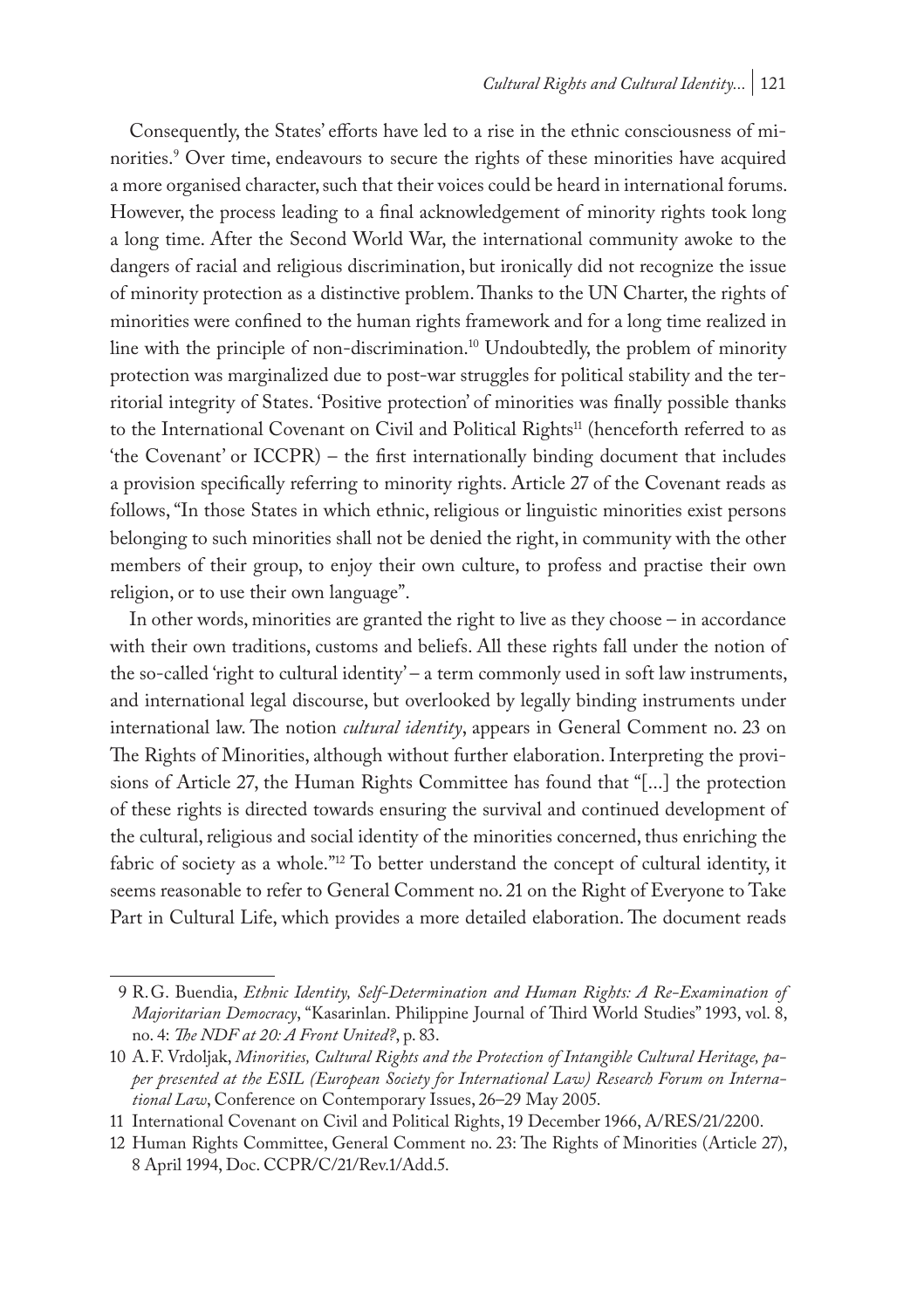Consequently, the States' efforts have led to a rise in the ethnic consciousness of minorities.[9] Over time, endeavours to secure the rights of these minorities have acquired a more organised character, such that their voices could be heard in international forums. However, the process leading to a final acknowledgement of minority rights took long a long time. After the Second World War, the international community awoke to the dangers of racial and religious discrimination, but ironically did not recognize the issue of minority protection as a distinctive problem. Thanks to the UN Charter, the rights of minorities were confined to the human rights framework and for a long time realized in line with the principle of non-discrimination.[10] Undoubtedly, the problem of minority protection was marginalized due to post-war struggles for political stability and the territorial integrity of States. 'Positive protection' of minorities was finally possible thanks to the International Covenant on Civil and Political Rights[11] (henceforth referred to as 'the Covenant' or ICCPR) – the first internationally binding document that includes a provision specifically referring to minority rights. Article 27 of the Covenant reads as follows, "In those States in which ethnic, religious or linguistic minorities exist persons belonging to such minorities shall not be denied the right, in community with the other members of their group, to enjoy their own culture, to profess and practise their own religion, or to use their own language".

In other words, minorities are granted the right to live as they choose – in accordance with their own traditions, customs and beliefs. All these rights fall under the notion of the so-called 'right to cultural identity' – a term commonly used in soft law instruments, and international legal discourse, but overlooked by legally binding instruments under international law. The notion *cultural identity*, appears in General Comment no. 23 on The Rights of Minorities, although without further elaboration. Interpreting the provisions of Article 27, the Human Rights Committee has found that "[...] the protection of these rights is directed towards ensuring the survival and continued development of the cultural, religious and social identity of the minorities concerned, thus enriching the fabric of society as a whole."[12] To better understand the concept of cultural identity, it seems reasonable to refer to General Comment no. 21 on the Right of Everyone to Take Part in Cultural Life, which provides a more detailed elaboration. The document reads

---

9 R.G. Buendia, *Ethnic Identity, Self-Determination and Human Rights: A Re-Examination of Majoritarian Democracy*, "Kasarinlan. Philippine Journal of Third World Studies" 1993, vol. 8, no. 4: *The NDF at 20: A Front United?*, p. 83.

10 A.F. Vrdoljak, *Minorities, Cultural Rights and the Protection of Intangible Cultural Heritage, paper presented at the ESIL (European Society for International Law) Research Forum on International Law*, Conference on Contemporary Issues, 26–29 May 2005.

11 International Covenant on Civil and Political Rights, 19 December 1966, A/RES/21/2200.

12 Human Rights Committee, General Comment no. 23: The Rights of Minorities (Article 27), 8 April 1994, Doc. CCPR/C/21/Rev.1/Add.5.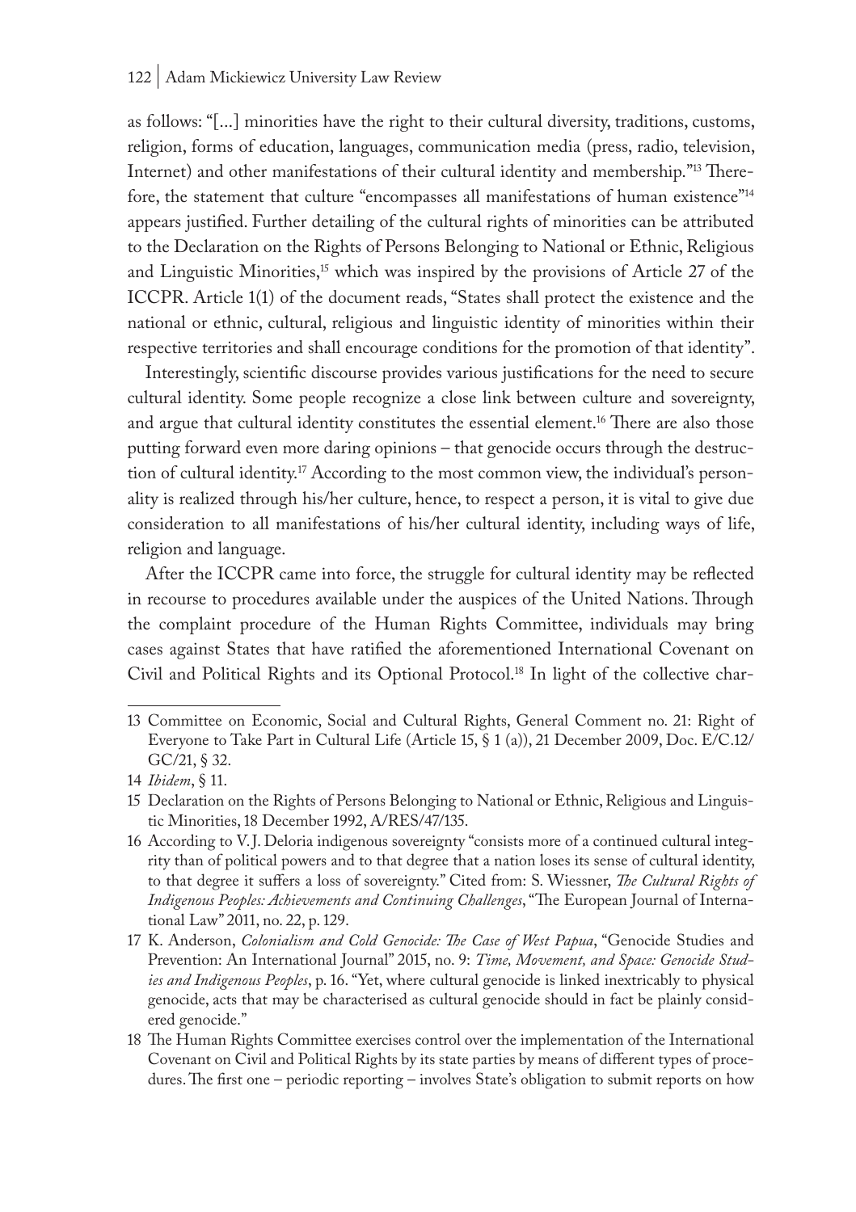as follows: "[...] minorities have the right to their cultural diversity, traditions, customs, religion, forms of education, languages, communication media (press, radio, television, Internet) and other manifestations of their cultural identity and membership."[13] Therefore, the statement that culture "encompasses all manifestations of human existence"[14] appears justified. Further detailing of the cultural rights of minorities can be attributed to the Declaration on the Rights of Persons Belonging to National or Ethnic, Religious and Linguistic Minorities,[15] which was inspired by the provisions of Article 27 of the ICCPR. Article 1(1) of the document reads, "States shall protect the existence and the national or ethnic, cultural, religious and linguistic identity of minorities within their respective territories and shall encourage conditions for the promotion of that identity".

Interestingly, scientific discourse provides various justifications for the need to secure cultural identity. Some people recognize a close link between culture and sovereignty, and argue that cultural identity constitutes the essential element.[16] There are also those putting forward even more daring opinions – that genocide occurs through the destruction of cultural identity.[17] According to the most common view, the individual's personality is realized through his/her culture, hence, to respect a person, it is vital to give due consideration to all manifestations of his/her cultural identity, including ways of life, religion and language.

After the ICCPR came into force, the struggle for cultural identity may be reflected in recourse to procedures available under the auspices of the United Nations. Through the complaint procedure of the Human Rights Committee, individuals may bring cases against States that have ratified the aforementioned International Covenant on Civil and Political Rights and its Optional Protocol.[18] In light of the collective char-

---

13 Committee on Economic, Social and Cultural Rights, General Comment no. 21: Right of Everyone to Take Part in Cultural Life (Article 15, § 1 (a)), 21 December 2009, Doc. E/C.12/GC/21, § 32.

14 *Ibidem*, § 11.

15 Declaration on the Rights of Persons Belonging to National or Ethnic, Religious and Linguistic Minorities, 18 December 1992, A/RES/47/135.

16 According to V. J. Deloria indigenous sovereignty "consists more of a continued cultural integrity than of political powers and to that degree that a nation loses its sense of cultural identity, to that degree it suffers a loss of sovereignty." Cited from: S. Wiessner, *The Cultural Rights of Indigenous Peoples: Achievements and Continuing Challenges*, "The European Journal of International Law" 2011, no. 22, p. 129.

17 K. Anderson, *Colonialism and Cold Genocide: The Case of West Papua*, "Genocide Studies and Prevention: An International Journal" 2015, no. 9: *Time, Movement, and Space: Genocide Studies and Indigenous Peoples*, p. 16. "Yet, where cultural genocide is linked inextricably to physical genocide, acts that may be characterised as cultural genocide should in fact be plainly considered genocide."

18 The Human Rights Committee exercises control over the implementation of the International Covenant on Civil and Political Rights by its state parties by means of different types of procedures. The first one – periodic reporting – involves State's obligation to submit reports on how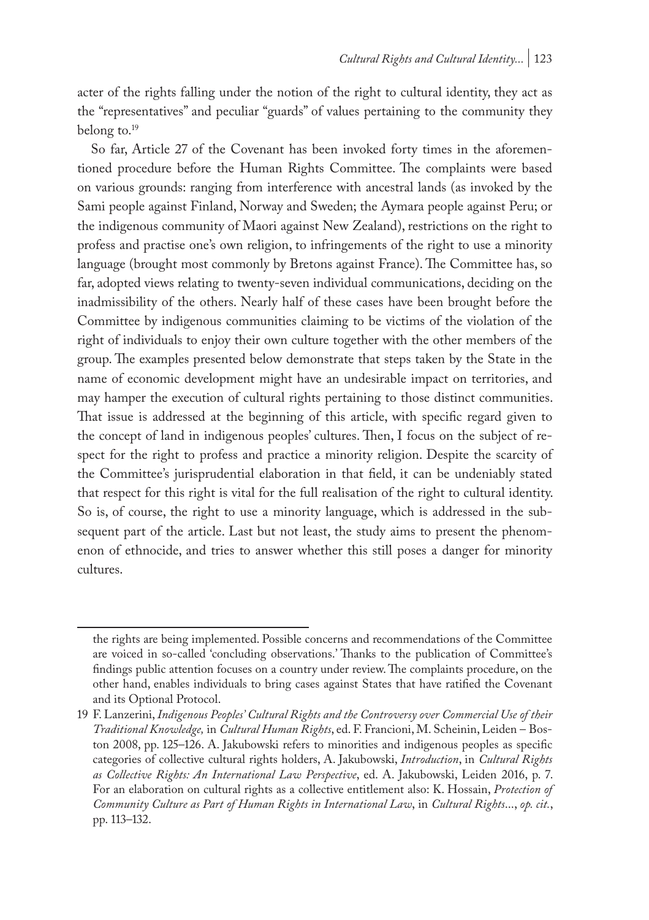acter of the rights falling under the notion of the right to cultural identity, they act as the "representatives" and peculiar "guards" of values pertaining to the community they belong to.[19]

So far, Article 27 of the Covenant has been invoked forty times in the aforementioned procedure before the Human Rights Committee. The complaints were based on various grounds: ranging from interference with ancestral lands (as invoked by the Sami people against Finland, Norway and Sweden; the Aymara people against Peru; or the indigenous community of Maori against New Zealand), restrictions on the right to profess and practise one's own religion, to infringements of the right to use a minority language (brought most commonly by Bretons against France). The Committee has, so far, adopted views relating to twenty-seven individual communications, deciding on the inadmissibility of the others. Nearly half of these cases have been brought before the Committee by indigenous communities claiming to be victims of the violation of the right of individuals to enjoy their own culture together with the other members of the group. The examples presented below demonstrate that steps taken by the State in the name of economic development might have an undesirable impact on territories, and may hamper the execution of cultural rights pertaining to those distinct communities. That issue is addressed at the beginning of this article, with specific regard given to the concept of land in indigenous peoples' cultures. Then, I focus on the subject of respect for the right to profess and practice a minority religion. Despite the scarcity of the Committee's jurisprudential elaboration in that field, it can be undeniably stated that respect for this right is vital for the full realisation of the right to cultural identity. So is, of course, the right to use a minority language, which is addressed in the subsequent part of the article. Last but not least, the study aims to present the phenomenon of ethnocide, and tries to answer whether this still poses a danger for minority cultures.

---

the rights are being implemented. Possible concerns and recommendations of the Committee are voiced in so-called 'concluding observations.' Thanks to the publication of Committee's findings public attention focuses on a country under review. The complaints procedure, on the other hand, enables individuals to bring cases against States that have ratified the Covenant and its Optional Protocol.

19 F. Lanzerini, *Indigenous Peoples' Cultural Rights and the Controversy over Commercial Use of their Traditional Knowledge,* in *Cultural Human Rights*, ed. F. Francioni, M. Scheinin, Leiden – Boston 2008, pp. 125–126. A. Jakubowski refers to minorities and indigenous peoples as specific categories of collective cultural rights holders, A. Jakubowski, *Introduction*, in *Cultural Rights as Collective Rights: An International Law Perspective*, ed. A. Jakubowski, Leiden 2016, p. 7. For an elaboration on cultural rights as a collective entitlement also: K. Hossain, *Protection of Community Culture as Part of Human Rights in International Law*, in *Cultural Rights*..., *op. cit.*, pp. 113–132.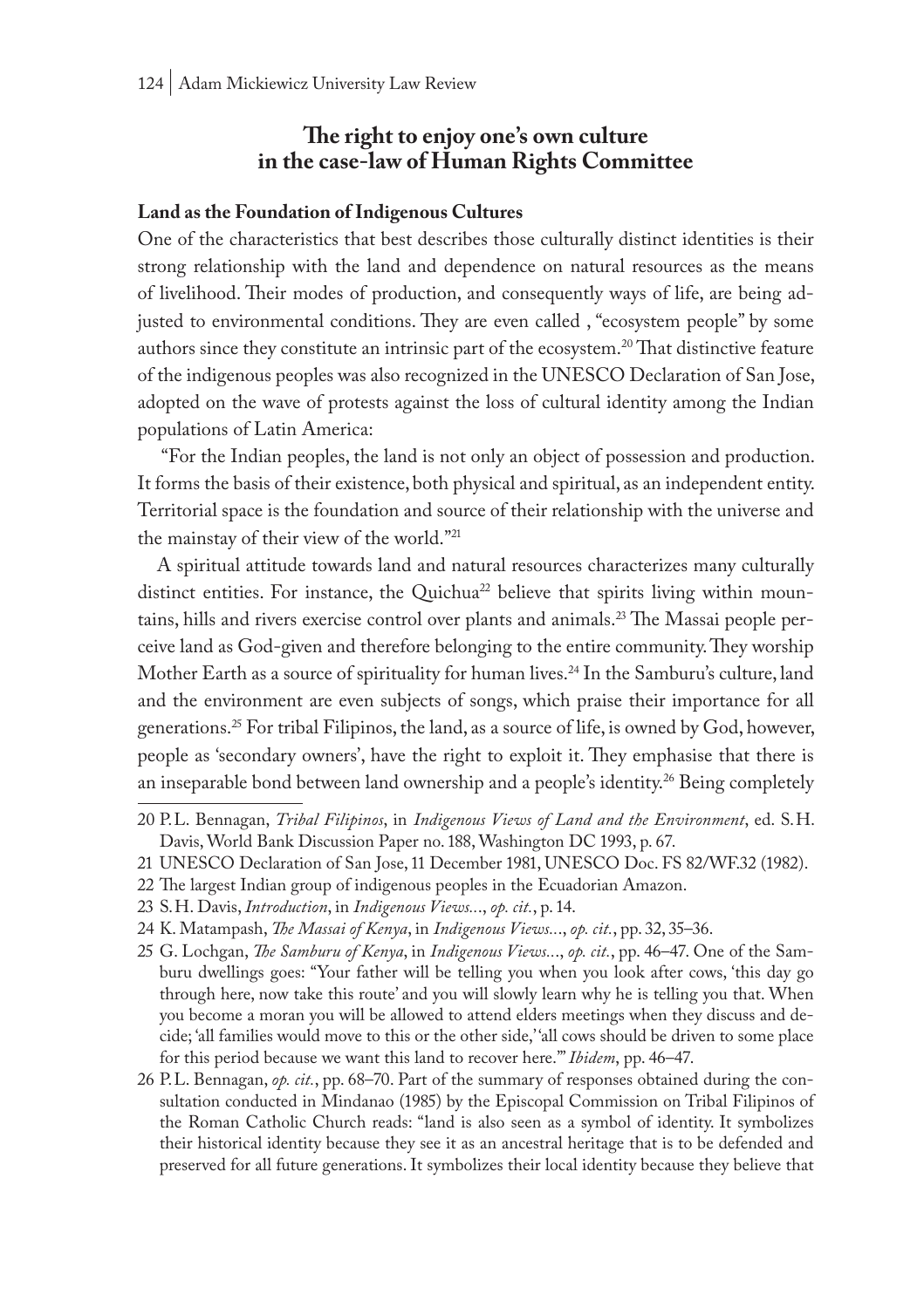## The right to enjoy one's own culture in the case-law of Human Rights Committee

### Land as the Foundation of Indigenous Cultures

One of the characteristics that best describes those culturally distinct identities is their strong relationship with the land and dependence on natural resources as the means of livelihood. Their modes of production, and consequently ways of life, are being adjusted to environmental conditions. They are even called , "ecosystem people" by some authors since they constitute an intrinsic part of the ecosystem.[20] That distinctive feature of the indigenous peoples was also recognized in the UNESCO Declaration of San Jose, adopted on the wave of protests against the loss of cultural identity among the Indian populations of Latin America:

"For the Indian peoples, the land is not only an object of possession and production. It forms the basis of their existence, both physical and spiritual, as an independent entity. Territorial space is the foundation and source of their relationship with the universe and the mainstay of their view of the world."[21]

A spiritual attitude towards land and natural resources characterizes many culturally distinct entities. For instance, the Quichua[22] believe that spirits living within mountains, hills and rivers exercise control over plants and animals.[23] The Massai people perceive land as God-given and therefore belonging to the entire community. They worship Mother Earth as a source of spirituality for human lives.[24] In the Samburu's culture, land and the environment are even subjects of songs, which praise their importance for all generations.[25] For tribal Filipinos, the land, as a source of life, is owned by God, however, people as 'secondary owners', have the right to exploit it. They emphasise that there is an inseparable bond between land ownership and a people's identity.[26] Being completely

---

20 P.L. Bennagan, *Tribal Filipinos*, in *Indigenous Views of Land and the Environment*, ed. S.H. Davis, World Bank Discussion Paper no. 188, Washington DC 1993, p. 67.

21 UNESCO Declaration of San Jose, 11 December 1981, UNESCO Doc. FS 82/WF.32 (1982).

22 The largest Indian group of indigenous peoples in the Ecuadorian Amazon.

23 S.H. Davis, *Introduction*, in *Indigenous Views...*, *op. cit.*, p. 14.

24 K. Matampash, *The Massai of Kenya*, in *Indigenous Views...*, *op. cit.*, pp. 32, 35–36.

25 G. Lochgan, *The Samburu of Kenya*, in *Indigenous Views...*, *op. cit.*, pp. 46–47. One of the Samburu dwellings goes: "Your father will be telling you when you look after cows, 'this day go through here, now take this route' and you will slowly learn why he is telling you that. When you become a moran you will be allowed to attend elders meetings when they discuss and decide; 'all families would move to this or the other side,' 'all cows should be driven to some place for this period because we want this land to recover here.'" *Ibidem*, pp. 46–47.

26 P.L. Bennagan, *op. cit.*, pp. 68–70. Part of the summary of responses obtained during the consultation conducted in Mindanao (1985) by the Episcopal Commission on Tribal Filipinos of the Roman Catholic Church reads: "land is also seen as a symbol of identity. It symbolizes their historical identity because they see it as an ancestral heritage that is to be defended and preserved for all future generations. It symbolizes their local identity because they believe that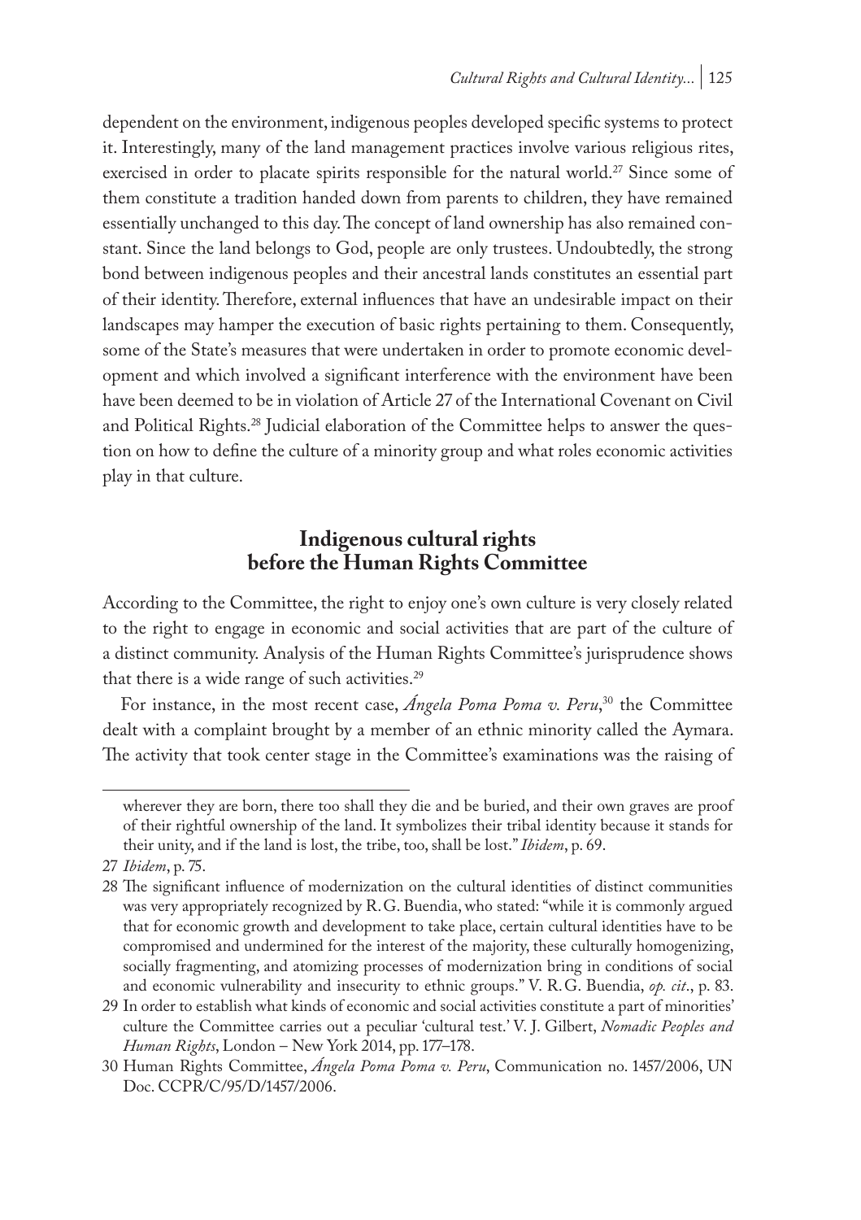dependent on the environment, indigenous peoples developed specific systems to protect it. Interestingly, many of the land management practices involve various religious rites, exercised in order to placate spirits responsible for the natural world.[27] Since some of them constitute a tradition handed down from parents to children, they have remained essentially unchanged to this day. The concept of land ownership has also remained constant. Since the land belongs to God, people are only trustees. Undoubtedly, the strong bond between indigenous peoples and their ancestral lands constitutes an essential part of their identity. Therefore, external influences that have an undesirable impact on their landscapes may hamper the execution of basic rights pertaining to them. Consequently, some of the State's measures that were undertaken in order to promote economic development and which involved a significant interference with the environment have been have been deemed to be in violation of Article 27 of the International Covenant on Civil and Political Rights.[28] Judicial elaboration of the Committee helps to answer the question on how to define the culture of a minority group and what roles economic activities play in that culture.

## Indigenous cultural rights before the Human Rights Committee

According to the Committee, the right to enjoy one's own culture is very closely related to the right to engage in economic and social activities that are part of the culture of a distinct community. Analysis of the Human Rights Committee's jurisprudence shows that there is a wide range of such activities.[29]

For instance, in the most recent case, *Ángela Poma Poma v. Peru*,[30] the Committee dealt with a complaint brought by a member of an ethnic minority called the Aymara. The activity that took center stage in the Committee's examinations was the raising of

---

wherever they are born, there too shall they die and be buried, and their own graves are proof of their rightful ownership of the land. It symbolizes their tribal identity because it stands for their unity, and if the land is lost, the tribe, too, shall be lost." *Ibidem*, p. 69.

27 *Ibidem*, p. 75.

28 The significant influence of modernization on the cultural identities of distinct communities was very appropriately recognized by R. G. Buendia, who stated: "while it is commonly argued that for economic growth and development to take place, certain cultural identities have to be compromised and undermined for the interest of the majority, these culturally homogenizing, socially fragmenting, and atomizing processes of modernization bring in conditions of social and economic vulnerability and insecurity to ethnic groups." V. R. G. Buendia, *op. cit.*, p. 83.

29 In order to establish what kinds of economic and social activities constitute a part of minorities' culture the Committee carries out a peculiar 'cultural test.' V. J. Gilbert, *Nomadic Peoples and Human Rights*, London – New York 2014, pp. 177–178.

30 Human Rights Committee, *Ángela Poma Poma v. Peru*, Communication no. 1457/2006, UN Doc. CCPR/C/95/D/1457/2006.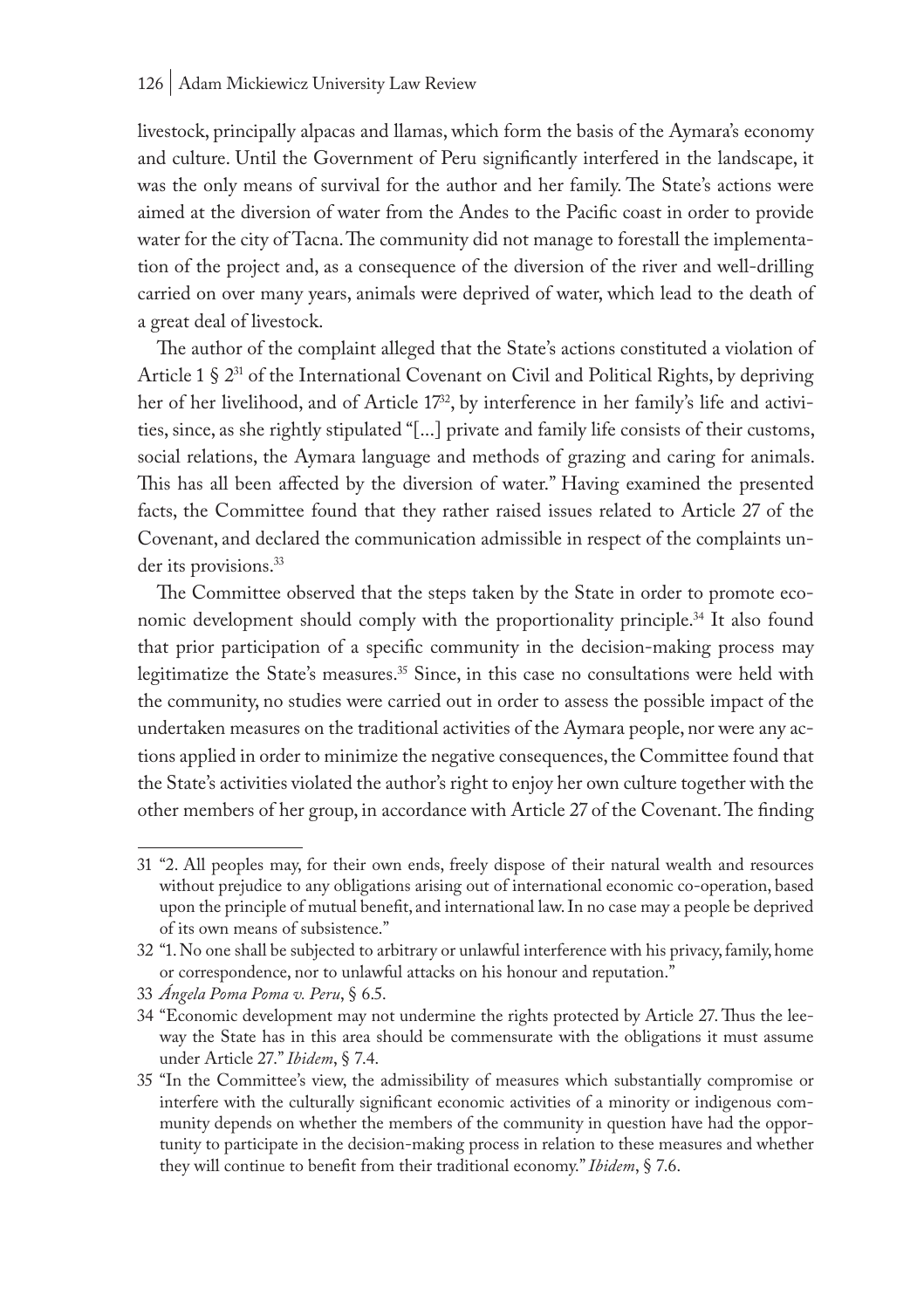livestock, principally alpacas and llamas, which form the basis of the Aymara's economy and culture. Until the Government of Peru significantly interfered in the landscape, it was the only means of survival for the author and her family. The State's actions were aimed at the diversion of water from the Andes to the Pacific coast in order to provide water for the city of Tacna. The community did not manage to forestall the implementation of the project and, as a consequence of the diversion of the river and well-drilling carried on over many years, animals were deprived of water, which lead to the death of a great deal of livestock.

The author of the complaint alleged that the State's actions constituted a violation of Article 1 § 2[31] of the International Covenant on Civil and Political Rights, by depriving her of her livelihood, and of Article 17[32], by interference in her family's life and activities, since, as she rightly stipulated "[...] private and family life consists of their customs, social relations, the Aymara language and methods of grazing and caring for animals. This has all been affected by the diversion of water." Having examined the presented facts, the Committee found that they rather raised issues related to Article 27 of the Covenant, and declared the communication admissible in respect of the complaints under its provisions.[33]

The Committee observed that the steps taken by the State in order to promote economic development should comply with the proportionality principle.[34] It also found that prior participation of a specific community in the decision-making process may legitimatize the State's measures.[35] Since, in this case no consultations were held with the community, no studies were carried out in order to assess the possible impact of the undertaken measures on the traditional activities of the Aymara people, nor were any actions applied in order to minimize the negative consequences, the Committee found that the State's activities violated the author's right to enjoy her own culture together with the other members of her group, in accordance with Article 27 of the Covenant. The finding

---

31 "2. All peoples may, for their own ends, freely dispose of their natural wealth and resources without prejudice to any obligations arising out of international economic co-operation, based upon the principle of mutual benefit, and international law. In no case may a people be deprived of its own means of subsistence."

32 "1. No one shall be subjected to arbitrary or unlawful interference with his privacy, family, home or correspondence, nor to unlawful attacks on his honour and reputation."

33 *Ángela Poma Poma v. Peru*, § 6.5.

34 "Economic development may not undermine the rights protected by Article 27. Thus the leeway the State has in this area should be commensurate with the obligations it must assume under Article 27." *Ibidem*, § 7.4.

35 "In the Committee's view, the admissibility of measures which substantially compromise or interfere with the culturally significant economic activities of a minority or indigenous community depends on whether the members of the community in question have had the opportunity to participate in the decision-making process in relation to these measures and whether they will continue to benefit from their traditional economy." *Ibidem*, § 7.6.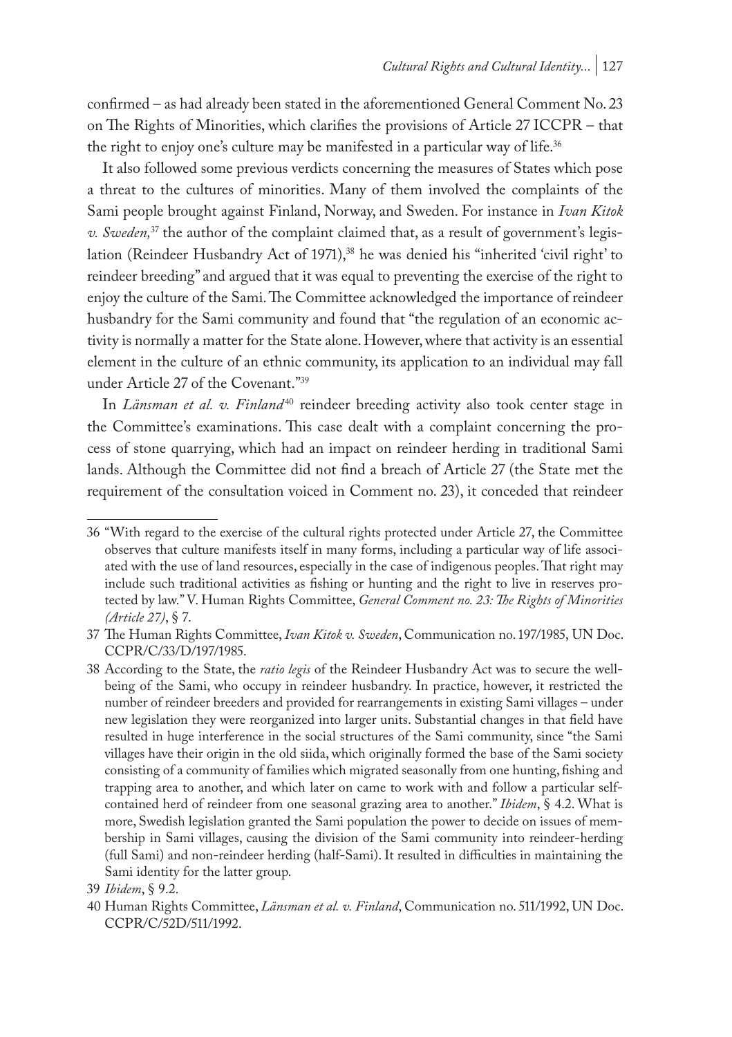confirmed – as had already been stated in the aforementioned General Comment No. 23 on The Rights of Minorities, which clarifies the provisions of Article 27 ICCPR – that the right to enjoy one's culture may be manifested in a particular way of life.[36]

It also followed some previous verdicts concerning the measures of States which pose a threat to the cultures of minorities. Many of them involved the complaints of the Sami people brought against Finland, Norway, and Sweden. For instance in *Ivan Kitok v. Sweden,*[37] the author of the complaint claimed that, as a result of government's legislation (Reindeer Husbandry Act of 1971),[38] he was denied his "inherited 'civil right' to reindeer breeding" and argued that it was equal to preventing the exercise of the right to enjoy the culture of the Sami. The Committee acknowledged the importance of reindeer husbandry for the Sami community and found that "the regulation of an economic activity is normally a matter for the State alone. However, where that activity is an essential element in the culture of an ethnic community, its application to an individual may fall under Article 27 of the Covenant."[39]

In *Länsman et al. v. Finland*[40] reindeer breeding activity also took center stage in the Committee's examinations. This case dealt with a complaint concerning the process of stone quarrying, which had an impact on reindeer herding in traditional Sami lands. Although the Committee did not find a breach of Article 27 (the State met the requirement of the consultation voiced in Comment no. 23), it conceded that reindeer

---

36 "With regard to the exercise of the cultural rights protected under Article 27, the Committee observes that culture manifests itself in many forms, including a particular way of life associated with the use of land resources, especially in the case of indigenous peoples. That right may include such traditional activities as fishing or hunting and the right to live in reserves protected by law." V. Human Rights Committee, *General Comment no. 23: The Rights of Minorities (Article 27)*, § 7.

37 The Human Rights Committee, *Ivan Kitok v. Sweden*, Communication no. 197/1985, UN Doc. CCPR/C/33/D/197/1985.

38 According to the State, the *ratio legis* of the Reindeer Husbandry Act was to secure the well-being of the Sami, who occupy in reindeer husbandry. In practice, however, it restricted the number of reindeer breeders and provided for rearrangements in existing Sami villages – under new legislation they were reorganized into larger units. Substantial changes in that field have resulted in huge interference in the social structures of the Sami community, since "the Sami villages have their origin in the old siida, which originally formed the base of the Sami society consisting of a community of families which migrated seasonally from one hunting, fishing and trapping area to another, and which later on came to work with and follow a particular self-contained herd of reindeer from one seasonal grazing area to another." *Ibidem*, § 4.2. What is more, Swedish legislation granted the Sami population the power to decide on issues of membership in Sami villages, causing the division of the Sami community into reindeer-herding (full Sami) and non-reindeer herding (half-Sami). It resulted in difficulties in maintaining the Sami identity for the latter group.

39 *Ibidem*, § 9.2.

40 Human Rights Committee, *Länsman et al. v. Finland*, Communication no. 511/1992, UN Doc. CCPR/C/52D/511/1992.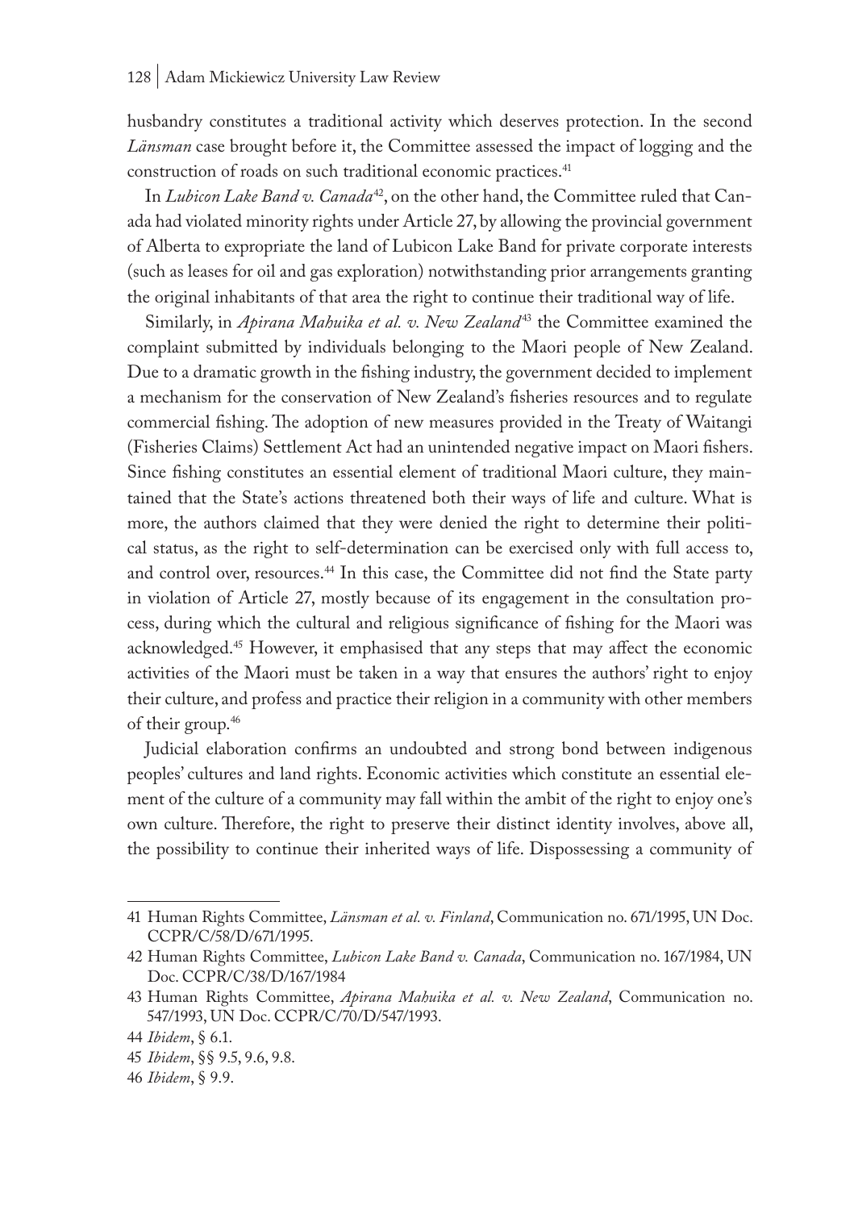husbandry constitutes a traditional activity which deserves protection. In the second *Länsman* case brought before it, the Committee assessed the impact of logging and the construction of roads on such traditional economic practices.[41]

In *Lubicon Lake Band v. Canada*[42], on the other hand, the Committee ruled that Canada had violated minority rights under Article 27, by allowing the provincial government of Alberta to expropriate the land of Lubicon Lake Band for private corporate interests (such as leases for oil and gas exploration) notwithstanding prior arrangements granting the original inhabitants of that area the right to continue their traditional way of life.

Similarly, in *Apirana Mahuika et al. v. New Zealand*[43] the Committee examined the complaint submitted by individuals belonging to the Maori people of New Zealand. Due to a dramatic growth in the fishing industry, the government decided to implement a mechanism for the conservation of New Zealand's fisheries resources and to regulate commercial fishing. The adoption of new measures provided in the Treaty of Waitangi (Fisheries Claims) Settlement Act had an unintended negative impact on Maori fishers. Since fishing constitutes an essential element of traditional Maori culture, they maintained that the State's actions threatened both their ways of life and culture. What is more, the authors claimed that they were denied the right to determine their political status, as the right to self-determination can be exercised only with full access to, and control over, resources.[44] In this case, the Committee did not find the State party in violation of Article 27, mostly because of its engagement in the consultation process, during which the cultural and religious significance of fishing for the Maori was acknowledged.[45] However, it emphasised that any steps that may affect the economic activities of the Maori must be taken in a way that ensures the authors' right to enjoy their culture, and profess and practice their religion in a community with other members of their group.[46]

Judicial elaboration confirms an undoubted and strong bond between indigenous peoples' cultures and land rights. Economic activities which constitute an essential element of the culture of a community may fall within the ambit of the right to enjoy one's own culture. Therefore, the right to preserve their distinct identity involves, above all, the possibility to continue their inherited ways of life. Dispossessing a community of

---

41 Human Rights Committee, *Länsman et al. v. Finland*, Communication no. 671/1995, UN Doc. CCPR/C/58/D/671/1995.

42 Human Rights Committee, *Lubicon Lake Band v. Canada*, Communication no. 167/1984, UN Doc. CCPR/C/38/D/167/1984

43 Human Rights Committee, *Apirana Mahuika et al. v. New Zealand*, Communication no. 547/1993, UN Doc. CCPR/C/70/D/547/1993.

44 *Ibidem*, § 6.1.

45 *Ibidem*, §§ 9.5, 9.6, 9.8.

46 *Ibidem*, § 9.9.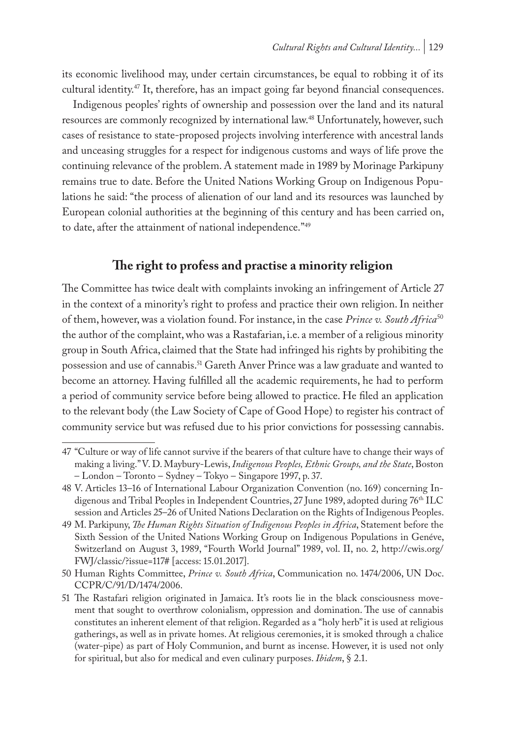its economic livelihood may, under certain circumstances, be equal to robbing it of its cultural identity.[47] It, therefore, has an impact going far beyond financial consequences.

Indigenous peoples' rights of ownership and possession over the land and its natural resources are commonly recognized by international law.[48] Unfortunately, however, such cases of resistance to state-proposed projects involving interference with ancestral lands and unceasing struggles for a respect for indigenous customs and ways of life prove the continuing relevance of the problem. A statement made in 1989 by Morinage Parkipuny remains true to date. Before the United Nations Working Group on Indigenous Populations he said: "the process of alienation of our land and its resources was launched by European colonial authorities at the beginning of this century and has been carried on, to date, after the attainment of national independence."[49]

## The right to profess and practise a minority religion

The Committee has twice dealt with complaints invoking an infringement of Article 27 in the context of a minority's right to profess and practice their own religion. In neither of them, however, was a violation found. For instance, in the case *Prince v. South Africa*[50] the author of the complaint, who was a Rastafarian, i.e. a member of a religious minority group in South Africa, claimed that the State had infringed his rights by prohibiting the possession and use of cannabis.[51] Gareth Anver Prince was a law graduate and wanted to become an attorney. Having fulfilled all the academic requirements, he had to perform a period of community service before being allowed to practice. He filed an application to the relevant body (the Law Society of Cape of Good Hope) to register his contract of community service but was refused due to his prior convictions for possessing cannabis.

---

47 "Culture or way of life cannot survive if the bearers of that culture have to change their ways of making a living." V. D. Maybury-Lewis, *Indigenous Peoples, Ethnic Groups, and the State*, Boston – London – Toronto – Sydney – Tokyo – Singapore 1997, p. 37.

48 V. Articles 13–16 of International Labour Organization Convention (no. 169) concerning Indigenous and Tribal Peoples in Independent Countries, 27 June 1989, adopted during 76th ILC session and Articles 25–26 of United Nations Declaration on the Rights of Indigenous Peoples.

49 M. Parkipuny, *The Human Rights Situation of Indigenous Peoples in Africa*, Statement before the Sixth Session of the United Nations Working Group on Indigenous Populations in Genéve, Switzerland on August 3, 1989, "Fourth World Journal" 1989, vol. II, no. 2, http://cwis.org/FWJ/classic/?issue=117# [access: 15.01.2017].

50 Human Rights Committee, *Prince v. South Africa*, Communication no. 1474/2006, UN Doc. CCPR/C/91/D/1474/2006.

51 The Rastafari religion originated in Jamaica. It's roots lie in the black consciousness movement that sought to overthrow colonialism, oppression and domination. The use of cannabis constitutes an inherent element of that religion. Regarded as a "holy herb" it is used at religious gatherings, as well as in private homes. At religious ceremonies, it is smoked through a chalice (water-pipe) as part of Holy Communion, and burnt as incense. However, it is used not only for spiritual, but also for medical and even culinary purposes. *Ibidem*, § 2.1.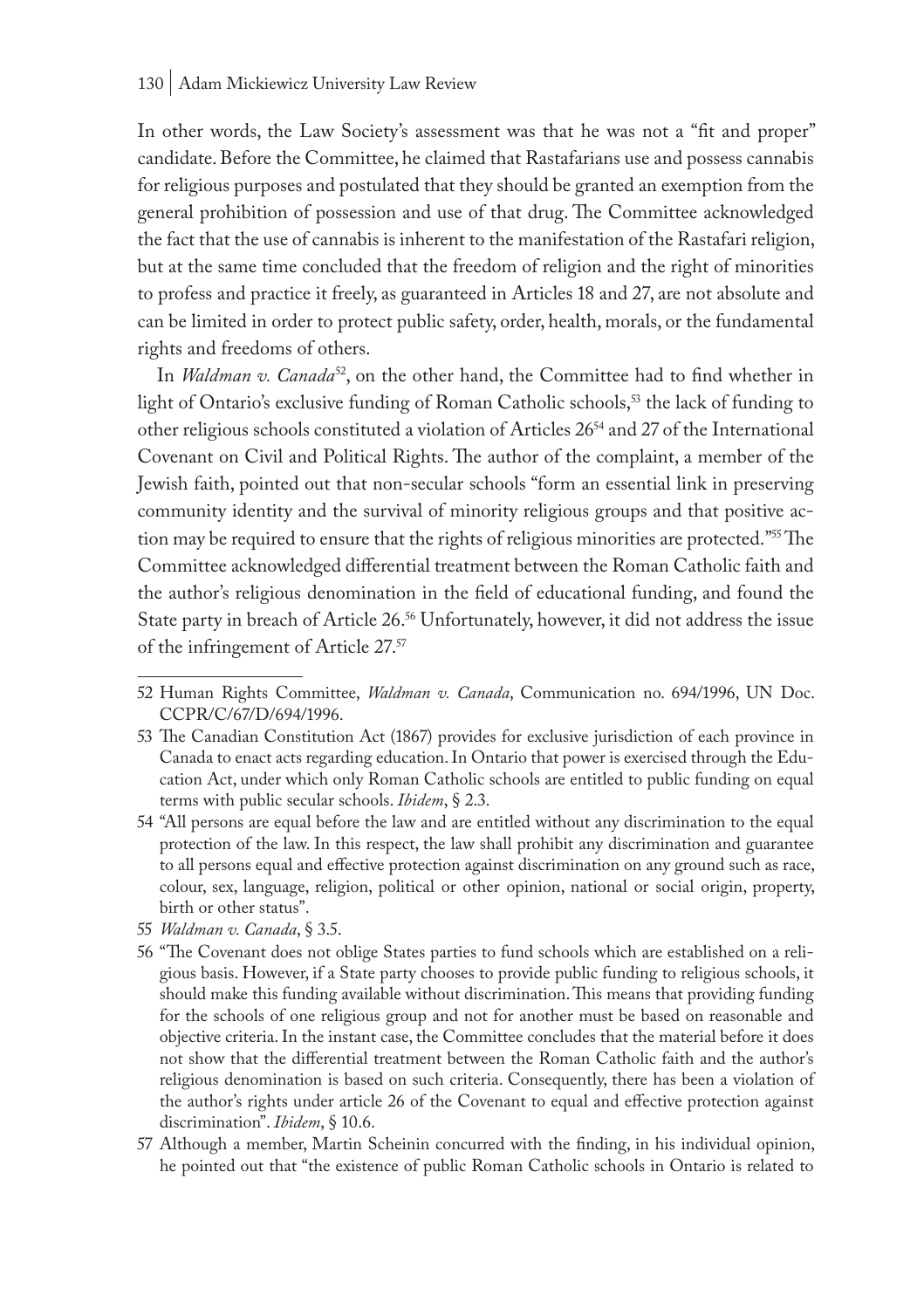In other words, the Law Society's assessment was that he was not a "fit and proper" candidate. Before the Committee, he claimed that Rastafarians use and possess cannabis for religious purposes and postulated that they should be granted an exemption from the general prohibition of possession and use of that drug. The Committee acknowledged the fact that the use of cannabis is inherent to the manifestation of the Rastafari religion, but at the same time concluded that the freedom of religion and the right of minorities to profess and practice it freely, as guaranteed in Articles 18 and 27, are not absolute and can be limited in order to protect public safety, order, health, morals, or the fundamental rights and freedoms of others.

In *Waldman v. Canada*[52], on the other hand, the Committee had to find whether in light of Ontario's exclusive funding of Roman Catholic schools,[53] the lack of funding to other religious schools constituted a violation of Articles 26[54] and 27 of the International Covenant on Civil and Political Rights. The author of the complaint, a member of the Jewish faith, pointed out that non-secular schools "form an essential link in preserving community identity and the survival of minority religious groups and that positive action may be required to ensure that the rights of religious minorities are protected."[55] The Committee acknowledged differential treatment between the Roman Catholic faith and the author's religious denomination in the field of educational funding, and found the State party in breach of Article 26.[56] Unfortunately, however, it did not address the issue of the infringement of Article 27.[57]

---

52 Human Rights Committee, *Waldman v. Canada*, Communication no. 694/1996, UN Doc. CCPR/C/67/D/694/1996.

53 The Canadian Constitution Act (1867) provides for exclusive jurisdiction of each province in Canada to enact acts regarding education. In Ontario that power is exercised through the Education Act, under which only Roman Catholic schools are entitled to public funding on equal terms with public secular schools. *Ibidem*, § 2.3.

54 "All persons are equal before the law and are entitled without any discrimination to the equal protection of the law. In this respect, the law shall prohibit any discrimination and guarantee to all persons equal and effective protection against discrimination on any ground such as race, colour, sex, language, religion, political or other opinion, national or social origin, property, birth or other status".

55 *Waldman v. Canada*, § 3.5.

56 "The Covenant does not oblige States parties to fund schools which are established on a religious basis. However, if a State party chooses to provide public funding to religious schools, it should make this funding available without discrimination. This means that providing funding for the schools of one religious group and not for another must be based on reasonable and objective criteria. In the instant case, the Committee concludes that the material before it does not show that the differential treatment between the Roman Catholic faith and the author's religious denomination is based on such criteria. Consequently, there has been a violation of the author's rights under article 26 of the Covenant to equal and effective protection against discrimination". *Ibidem*, § 10.6.

57 Although a member, Martin Scheinin concurred with the finding, in his individual opinion, he pointed out that "the existence of public Roman Catholic schools in Ontario is related to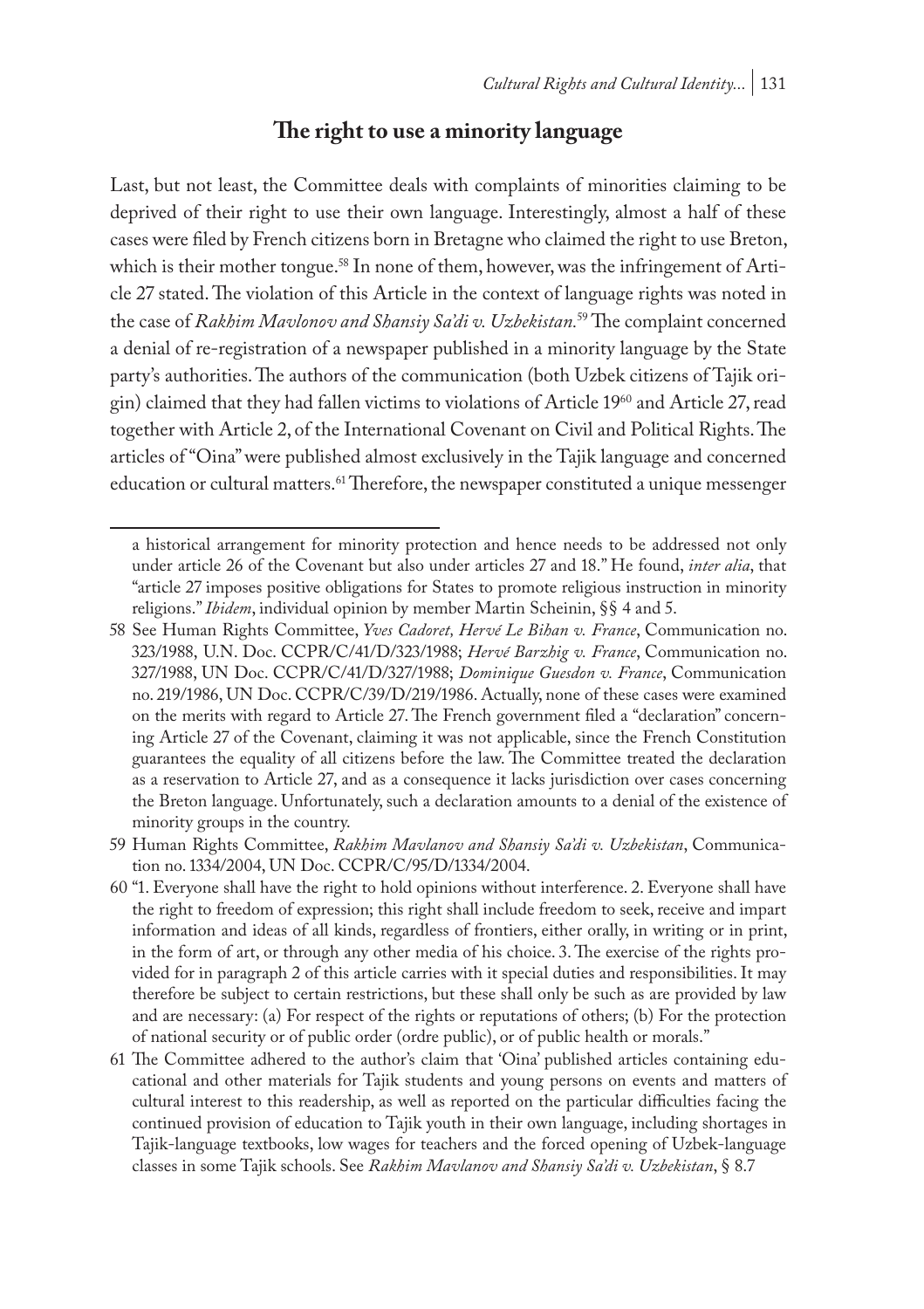## The right to use a minority language

Last, but not least, the Committee deals with complaints of minorities claiming to be deprived of their right to use their own language. Interestingly, almost a half of these cases were filed by French citizens born in Bretagne who claimed the right to use Breton, which is their mother tongue.[58] In none of them, however, was the infringement of Article 27 stated. The violation of this Article in the context of language rights was noted in the case of *Rakhim Mavlonov and Shansiy Sa'di v. Uzbekistan.*[59] The complaint concerned a denial of re-registration of a newspaper published in a minority language by the State party's authorities. The authors of the communication (both Uzbek citizens of Tajik origin) claimed that they had fallen victims to violations of Article 19[60] and Article 27, read together with Article 2, of the International Covenant on Civil and Political Rights. The articles of "Oina" were published almost exclusively in the Tajik language and concerned education or cultural matters.[61] Therefore, the newspaper constituted a unique messenger

---

a historical arrangement for minority protection and hence needs to be addressed not only under article 26 of the Covenant but also under articles 27 and 18." He found, *inter alia*, that "article 27 imposes positive obligations for States to promote religious instruction in minority religions." *Ibidem*, individual opinion by member Martin Scheinin, §§ 4 and 5.

58 See Human Rights Committee, *Yves Cadoret, Hervé Le Bihan v. France*, Communication no. 323/1988, U.N. Doc. CCPR/C/41/D/323/1988; *Hervé Barzhig v. France*, Communication no. 327/1988, UN Doc. CCPR/C/41/D/327/1988; *Dominique Guesdon v. France*, Communication no. 219/1986, UN Doc. CCPR/C/39/D/219/1986. Actually, none of these cases were examined on the merits with regard to Article 27. The French government filed a "declaration" concerning Article 27 of the Covenant, claiming it was not applicable, since the French Constitution guarantees the equality of all citizens before the law. The Committee treated the declaration as a reservation to Article 27, and as a consequence it lacks jurisdiction over cases concerning the Breton language. Unfortunately, such a declaration amounts to a denial of the existence of minority groups in the country.

59 Human Rights Committee, *Rakhim Mavlanov and Shansiy Sa'di v. Uzbekistan*, Communication no. 1334/2004, UN Doc. CCPR/C/95/D/1334/2004.

60 "1. Everyone shall have the right to hold opinions without interference. 2. Everyone shall have the right to freedom of expression; this right shall include freedom to seek, receive and impart information and ideas of all kinds, regardless of frontiers, either orally, in writing or in print, in the form of art, or through any other media of his choice. 3. The exercise of the rights provided for in paragraph 2 of this article carries with it special duties and responsibilities. It may therefore be subject to certain restrictions, but these shall only be such as are provided by law and are necessary: (a) For respect of the rights or reputations of others; (b) For the protection of national security or of public order (ordre public), or of public health or morals."

61 The Committee adhered to the author's claim that 'Oina' published articles containing educational and other materials for Tajik students and young persons on events and matters of cultural interest to this readership, as well as reported on the particular difficulties facing the continued provision of education to Tajik youth in their own language, including shortages in Tajik-language textbooks, low wages for teachers and the forced opening of Uzbek-language classes in some Tajik schools. See *Rakhim Mavlanov and Shansiy Sa'di v. Uzbekistan*, § 8.7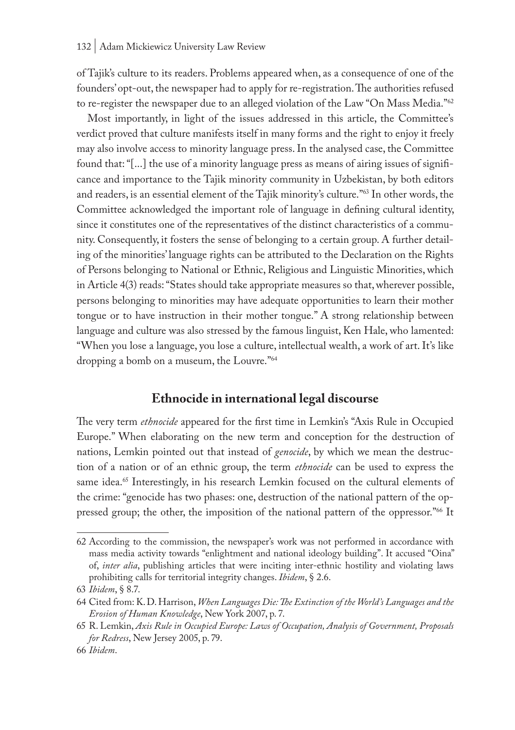of Tajik's culture to its readers. Problems appeared when, as a consequence of one of the founders' opt-out, the newspaper had to apply for re-registration. The authorities refused to re-register the newspaper due to an alleged violation of the Law "On Mass Media."[62]

Most importantly, in light of the issues addressed in this article, the Committee's verdict proved that culture manifests itself in many forms and the right to enjoy it freely may also involve access to minority language press. In the analysed case, the Committee found that: "[...] the use of a minority language press as means of airing issues of significance and importance to the Tajik minority community in Uzbekistan, by both editors and readers, is an essential element of the Tajik minority's culture."[63] In other words, the Committee acknowledged the important role of language in defining cultural identity, since it constitutes one of the representatives of the distinct characteristics of a community. Consequently, it fosters the sense of belonging to a certain group. A further detailing of the minorities' language rights can be attributed to the Declaration on the Rights of Persons belonging to National or Ethnic, Religious and Linguistic Minorities, which in Article 4(3) reads: "States should take appropriate measures so that, wherever possible, persons belonging to minorities may have adequate opportunities to learn their mother tongue or to have instruction in their mother tongue." A strong relationship between language and culture was also stressed by the famous linguist, Ken Hale, who lamented: "When you lose a language, you lose a culture, intellectual wealth, a work of art. It's like dropping a bomb on a museum, the Louvre."[64]

## Ethnocide in international legal discourse

The very term *ethnocide* appeared for the first time in Lemkin's "Axis Rule in Occupied Europe." When elaborating on the new term and conception for the destruction of nations, Lemkin pointed out that instead of *genocide*, by which we mean the destruction of a nation or of an ethnic group, the term *ethnocide* can be used to express the same idea.[65] Interestingly, in his research Lemkin focused on the cultural elements of the crime: "genocide has two phases: one, destruction of the national pattern of the oppressed group; the other, the imposition of the national pattern of the oppressor."[66] It

---

62 According to the commission, the newspaper's work was not performed in accordance with mass media activity towards "enlightment and national ideology building". It accused "Oina" of, *inter alia*, publishing articles that were inciting inter-ethnic hostility and violating laws prohibiting calls for territorial integrity changes. *Ibidem*, § 2.6.

63 *Ibidem*, § 8.7.

64 Cited from: K. D. Harrison, *When Languages Die: The Extinction of the World's Languages and the Erosion of Human Knowledge*, New York 2007, p. 7.

65 R. Lemkin, *Axis Rule in Occupied Europe: Laws of Occupation, Analysis of Government, Proposals for Redress*, New Jersey 2005, p. 79.

66 *Ibidem*.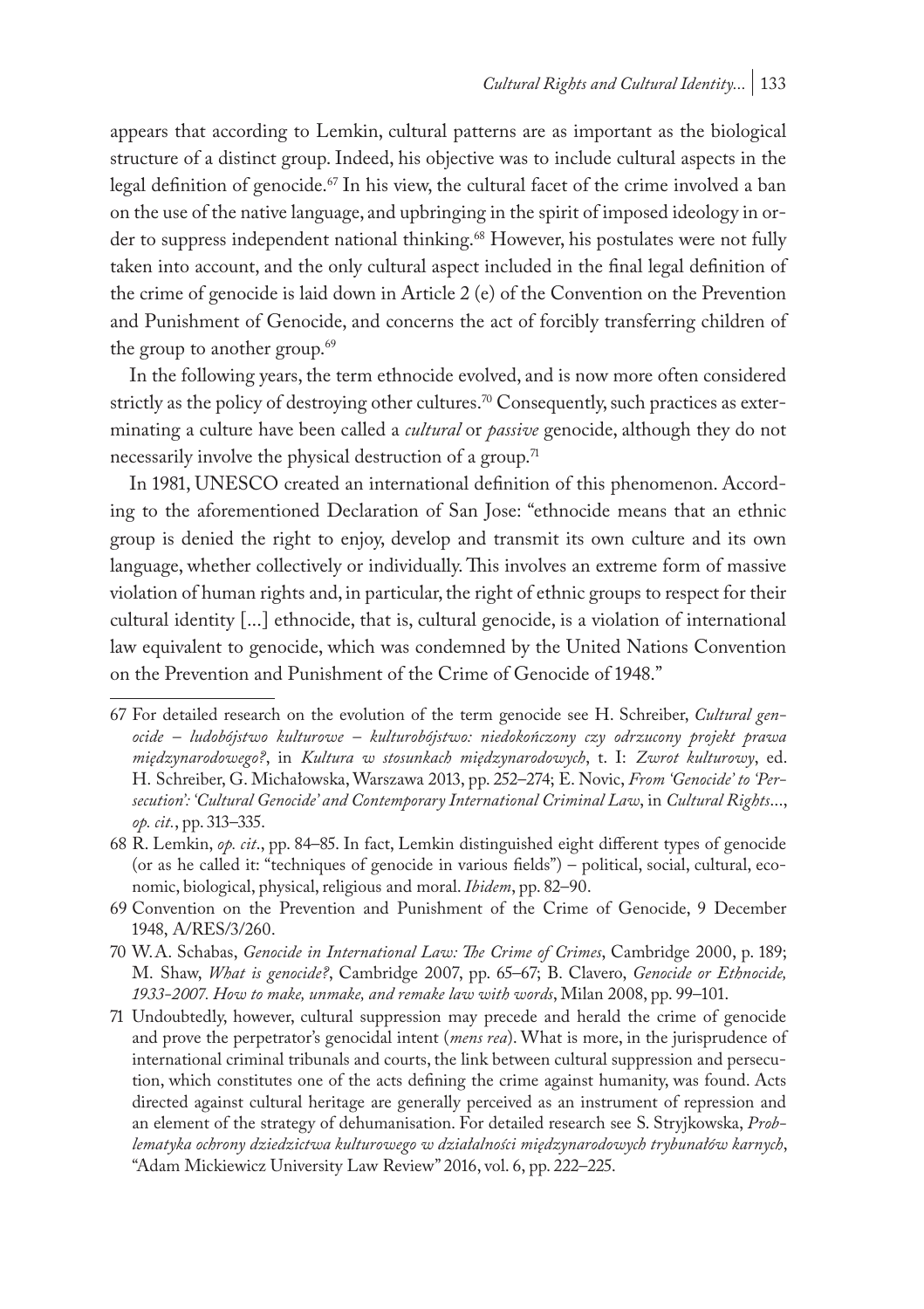appears that according to Lemkin, cultural patterns are as important as the biological structure of a distinct group. Indeed, his objective was to include cultural aspects in the legal definition of genocide.[67] In his view, the cultural facet of the crime involved a ban on the use of the native language, and upbringing in the spirit of imposed ideology in order to suppress independent national thinking.[68] However, his postulates were not fully taken into account, and the only cultural aspect included in the final legal definition of the crime of genocide is laid down in Article 2 (e) of the Convention on the Prevention and Punishment of Genocide, and concerns the act of forcibly transferring children of the group to another group.[69]

In the following years, the term ethnocide evolved, and is now more often considered strictly as the policy of destroying other cultures.[70] Consequently, such practices as exterminating a culture have been called a *cultural* or *passive* genocide, although they do not necessarily involve the physical destruction of a group.[71]

In 1981, UNESCO created an international definition of this phenomenon. According to the aforementioned Declaration of San Jose: "ethnocide means that an ethnic group is denied the right to enjoy, develop and transmit its own culture and its own language, whether collectively or individually. This involves an extreme form of massive violation of human rights and, in particular, the right of ethnic groups to respect for their cultural identity [...] ethnocide, that is, cultural genocide, is a violation of international law equivalent to genocide, which was condemned by the United Nations Convention on the Prevention and Punishment of the Crime of Genocide of 1948."

---

67 For detailed research on the evolution of the term genocide see H. Schreiber, *Cultural genocide – ludobójstwo kulturowe – kulturobójstwo: niedokończony czy odrzucony projekt prawa międzynarodowego?*, in *Kultura w stosunkach międzynarodowych*, t. I: *Zwrot kulturowy*, ed. H. Schreiber, G. Michałowska, Warszawa 2013, pp. 252–274; E. Novic, *From 'Genocide' to 'Persecution': 'Cultural Genocide' and Contemporary International Criminal Law*, in *Cultural Rights...*, *op. cit.*, pp. 313–335.

68 R. Lemkin, *op. cit*., pp. 84–85. In fact, Lemkin distinguished eight different types of genocide (or as he called it: "techniques of genocide in various fields") – political, social, cultural, economic, biological, physical, religious and moral. *Ibidem*, pp. 82–90.

69 Convention on the Prevention and Punishment of the Crime of Genocide, 9 December 1948, A/RES/3/260.

70 W.A. Schabas, *Genocide in International Law: The Crime of Crimes*, Cambridge 2000, p. 189; M. Shaw, *What is genocide?*, Cambridge 2007, pp. 65–67; B. Clavero, *Genocide or Ethnocide, 1933-2007. How to make, unmake, and remake law with words*, Milan 2008, pp. 99–101.

71 Undoubtedly, however, cultural suppression may precede and herald the crime of genocide and prove the perpetrator's genocidal intent (*mens rea*). What is more, in the jurisprudence of international criminal tribunals and courts, the link between cultural suppression and persecution, which constitutes one of the acts defining the crime against humanity, was found. Acts directed against cultural heritage are generally perceived as an instrument of repression and an element of the strategy of dehumanisation. For detailed research see S. Stryjkowska, *Problematyka ochrony dziedzictwa kulturowego w działalności międzynarodowych trybunałów karnych*, "Adam Mickiewicz University Law Review" 2016, vol. 6, pp. 222–225.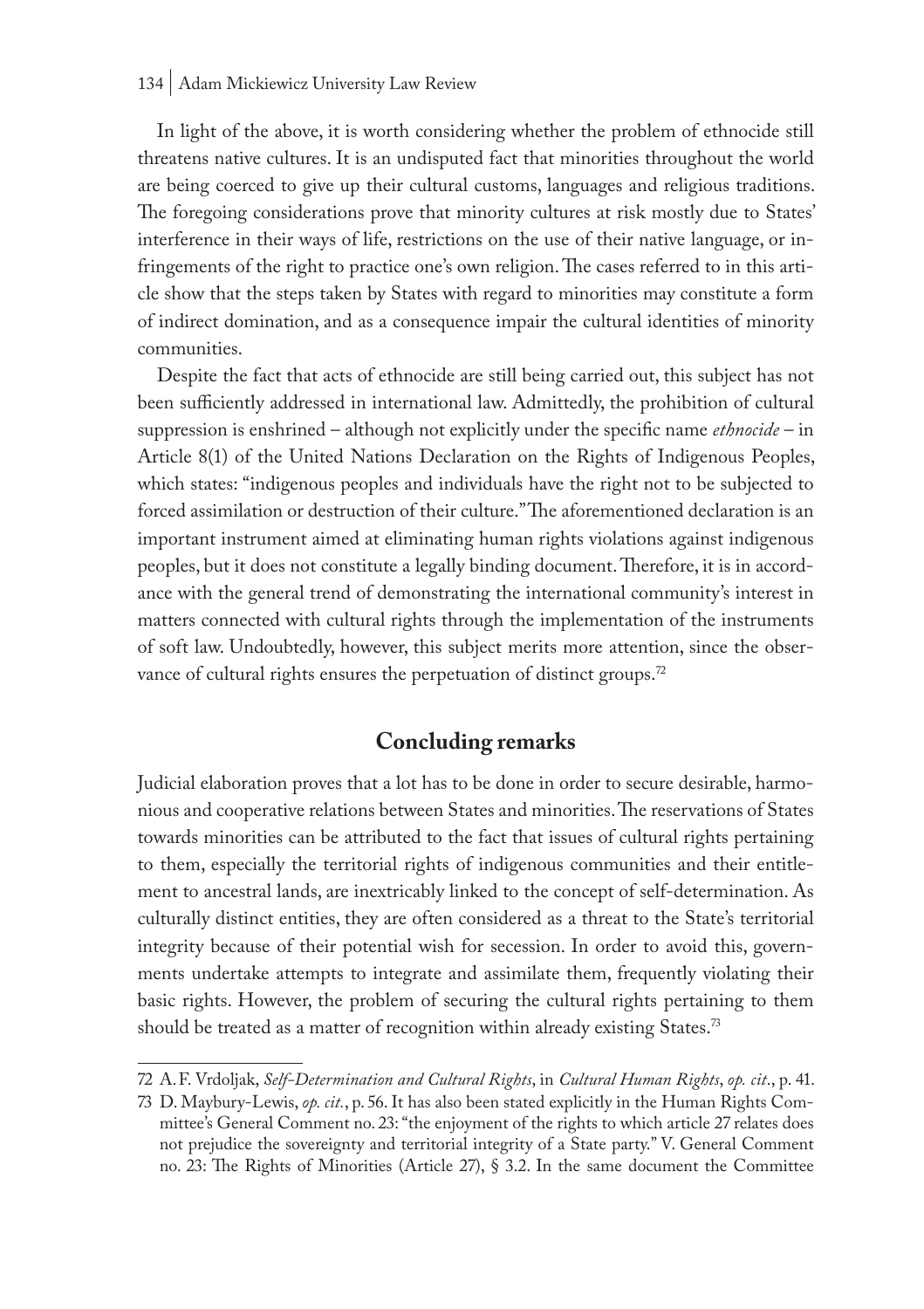In light of the above, it is worth considering whether the problem of ethnocide still threatens native cultures. It is an undisputed fact that minorities throughout the world are being coerced to give up their cultural customs, languages and religious traditions. The foregoing considerations prove that minority cultures at risk mostly due to States' interference in their ways of life, restrictions on the use of their native language, or infringements of the right to practice one's own religion. The cases referred to in this article show that the steps taken by States with regard to minorities may constitute a form of indirect domination, and as a consequence impair the cultural identities of minority communities.

Despite the fact that acts of ethnocide are still being carried out, this subject has not been sufficiently addressed in international law. Admittedly, the prohibition of cultural suppression is enshrined – although not explicitly under the specific name *ethnocide* – in Article 8(1) of the United Nations Declaration on the Rights of Indigenous Peoples, which states: "indigenous peoples and individuals have the right not to be subjected to forced assimilation or destruction of their culture." The aforementioned declaration is an important instrument aimed at eliminating human rights violations against indigenous peoples, but it does not constitute a legally binding document. Therefore, it is in accordance with the general trend of demonstrating the international community's interest in matters connected with cultural rights through the implementation of the instruments of soft law. Undoubtedly, however, this subject merits more attention, since the observance of cultural rights ensures the perpetuation of distinct groups.[72]

## Concluding remarks

Judicial elaboration proves that a lot has to be done in order to secure desirable, harmonious and cooperative relations between States and minorities. The reservations of States towards minorities can be attributed to the fact that issues of cultural rights pertaining to them, especially the territorial rights of indigenous communities and their entitlement to ancestral lands, are inextricably linked to the concept of self-determination. As culturally distinct entities, they are often considered as a threat to the State's territorial integrity because of their potential wish for secession. In order to avoid this, governments undertake attempts to integrate and assimilate them, frequently violating their basic rights. However, the problem of securing the cultural rights pertaining to them should be treated as a matter of recognition within already existing States.[73]

---

72 A. F. Vrdoljak, *Self-Determination and Cultural Rights*, in *Cultural Human Rights*, *op. cit*., p. 41.

73 D. Maybury-Lewis, *op. cit.*, p. 56. It has also been stated explicitly in the Human Rights Committee's General Comment no. 23: "the enjoyment of the rights to which article 27 relates does not prejudice the sovereignty and territorial integrity of a State party." V. General Comment no. 23: The Rights of Minorities (Article 27), § 3.2. In the same document the Committee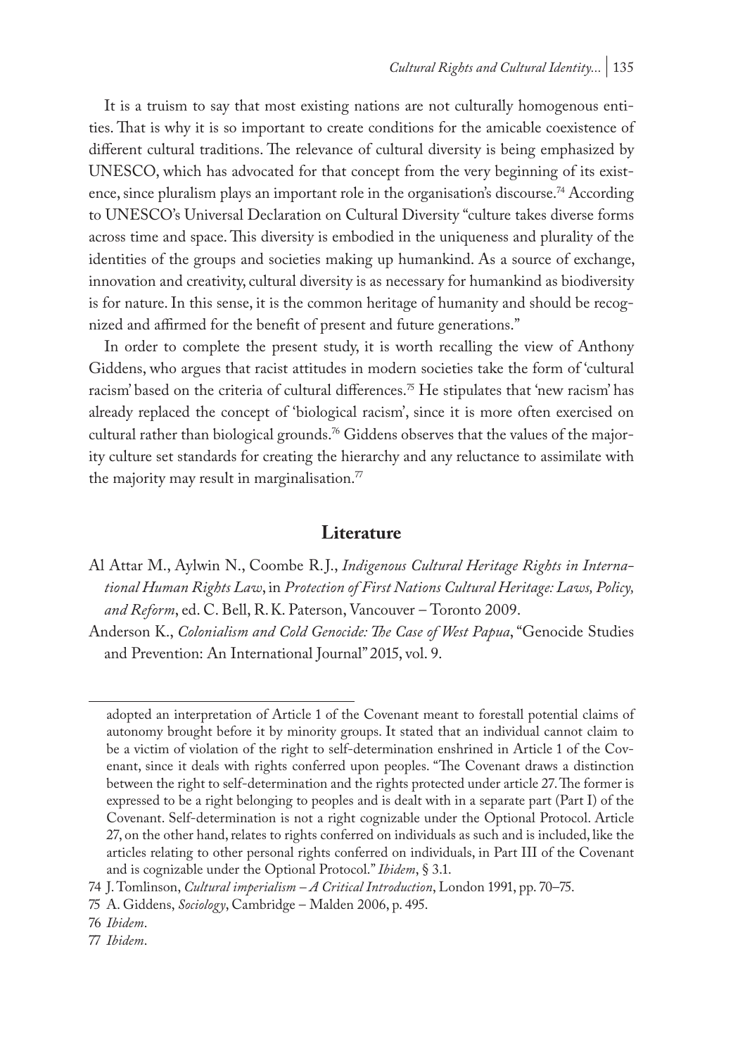It is a truism to say that most existing nations are not culturally homogenous entities. That is why it is so important to create conditions for the amicable coexistence of different cultural traditions. The relevance of cultural diversity is being emphasized by UNESCO, which has advocated for that concept from the very beginning of its existence, since pluralism plays an important role in the organisation's discourse.[74] According to UNESCO's Universal Declaration on Cultural Diversity "culture takes diverse forms across time and space. This diversity is embodied in the uniqueness and plurality of the identities of the groups and societies making up humankind. As a source of exchange, innovation and creativity, cultural diversity is as necessary for humankind as biodiversity is for nature. In this sense, it is the common heritage of humanity and should be recognized and affirmed for the benefit of present and future generations."

In order to complete the present study, it is worth recalling the view of Anthony Giddens, who argues that racist attitudes in modern societies take the form of 'cultural racism' based on the criteria of cultural differences.[75] He stipulates that 'new racism' has already replaced the concept of 'biological racism', since it is more often exercised on cultural rather than biological grounds.[76] Giddens observes that the values of the majority culture set standards for creating the hierarchy and any reluctance to assimilate with the majority may result in marginalisation.[77]

## Literature

Al Attar M., Aylwin N., Coombe R.J., *Indigenous Cultural Heritage Rights in International Human Rights Law*, in *Protection of First Nations Cultural Heritage: Laws, Policy, and Reform*, ed. C. Bell, R.K. Paterson, Vancouver – Toronto 2009.

Anderson K., *Colonialism and Cold Genocide: The Case of West Papua*, "Genocide Studies and Prevention: An International Journal" 2015, vol. 9.

---

adopted an interpretation of Article 1 of the Covenant meant to forestall potential claims of autonomy brought before it by minority groups. It stated that an individual cannot claim to be a victim of violation of the right to self-determination enshrined in Article 1 of the Covenant, since it deals with rights conferred upon peoples. "The Covenant draws a distinction between the right to self-determination and the rights protected under article 27. The former is expressed to be a right belonging to peoples and is dealt with in a separate part (Part I) of the Covenant. Self-determination is not a right cognizable under the Optional Protocol. Article 27, on the other hand, relates to rights conferred on individuals as such and is included, like the articles relating to other personal rights conferred on individuals, in Part III of the Covenant and is cognizable under the Optional Protocol." *Ibidem*, § 3.1.

74 J. Tomlinson, *Cultural imperialism – A Critical Introduction*, London 1991, pp. 70–75.

75 A. Giddens, *Sociology*, Cambridge – Malden 2006, p. 495.

76 *Ibidem*.

77 *Ibidem*.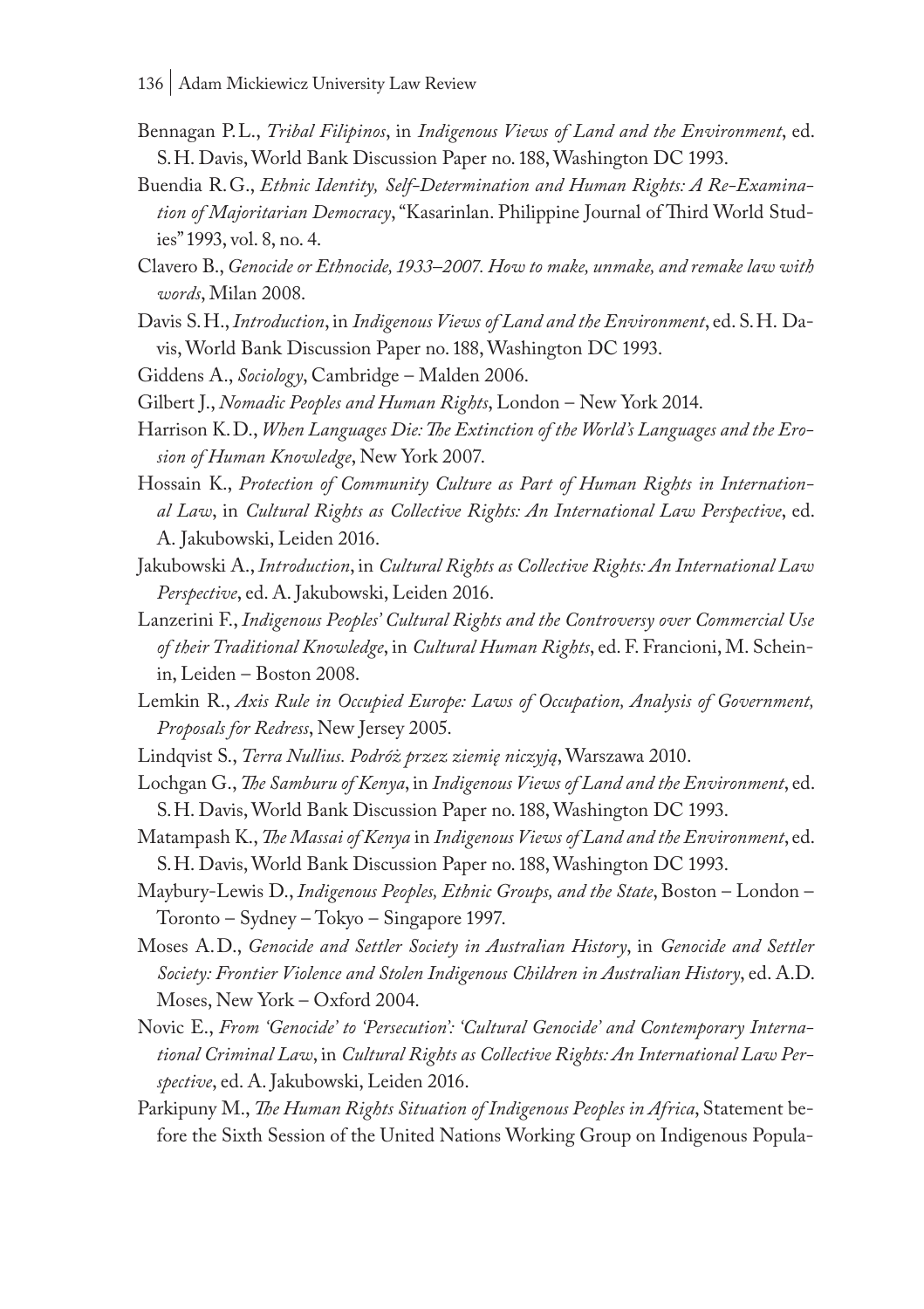Bennagan P.L., *Tribal Filipinos*, in *Indigenous Views of Land and the Environment*, ed. S.H. Davis, World Bank Discussion Paper no. 188, Washington DC 1993.

Buendia R.G., *Ethnic Identity, Self-Determination and Human Rights: A Re-Examination of Majoritarian Democracy*, "Kasarinlan. Philippine Journal of Third World Studies" 1993, vol. 8, no. 4.

Clavero B., *Genocide or Ethnocide, 1933–2007. How to make, unmake, and remake law with words*, Milan 2008.

Davis S.H., *Introduction*, in *Indigenous Views of Land and the Environment*, ed. S.H. Davis, World Bank Discussion Paper no. 188, Washington DC 1993.

Giddens A., *Sociology*, Cambridge – Malden 2006.

Gilbert J., *Nomadic Peoples and Human Rights*, London – New York 2014.

Harrison K.D., *When Languages Die: The Extinction of the World's Languages and the Erosion of Human Knowledge*, New York 2007.

Hossain K., *Protection of Community Culture as Part of Human Rights in International Law*, in *Cultural Rights as Collective Rights: An International Law Perspective*, ed. A. Jakubowski, Leiden 2016.

Jakubowski A., *Introduction*, in *Cultural Rights as Collective Rights: An International Law Perspective*, ed. A. Jakubowski, Leiden 2016.

Lanzerini F., *Indigenous Peoples' Cultural Rights and the Controversy over Commercial Use of their Traditional Knowledge*, in *Cultural Human Rights*, ed. F. Francioni, M. Scheinin, Leiden – Boston 2008.

Lemkin R., *Axis Rule in Occupied Europe: Laws of Occupation, Analysis of Government, Proposals for Redress*, New Jersey 2005.

Lindqvist S., *Terra Nullius. Podróż przez ziemię niczyją*, Warszawa 2010.

Lochgan G., *The Samburu of Kenya*, in *Indigenous Views of Land and the Environment*, ed. S.H. Davis, World Bank Discussion Paper no. 188, Washington DC 1993.

Matampash K., *The Massai of Kenya* in *Indigenous Views of Land and the Environment*, ed. S.H. Davis, World Bank Discussion Paper no. 188, Washington DC 1993.

Maybury-Lewis D., *Indigenous Peoples, Ethnic Groups, and the State*, Boston – London – Toronto – Sydney – Tokyo – Singapore 1997.

Moses A.D., *Genocide and Settler Society in Australian History*, in *Genocide and Settler Society: Frontier Violence and Stolen Indigenous Children in Australian History*, ed. A.D. Moses, New York – Oxford 2004.

Novic E., *From 'Genocide' to 'Persecution': 'Cultural Genocide' and Contemporary International Criminal Law*, in *Cultural Rights as Collective Rights: An International Law Perspective*, ed. A. Jakubowski, Leiden 2016.

Parkipuny M., *The Human Rights Situation of Indigenous Peoples in Africa*, Statement before the Sixth Session of the United Nations Working Group on Indigenous Popula-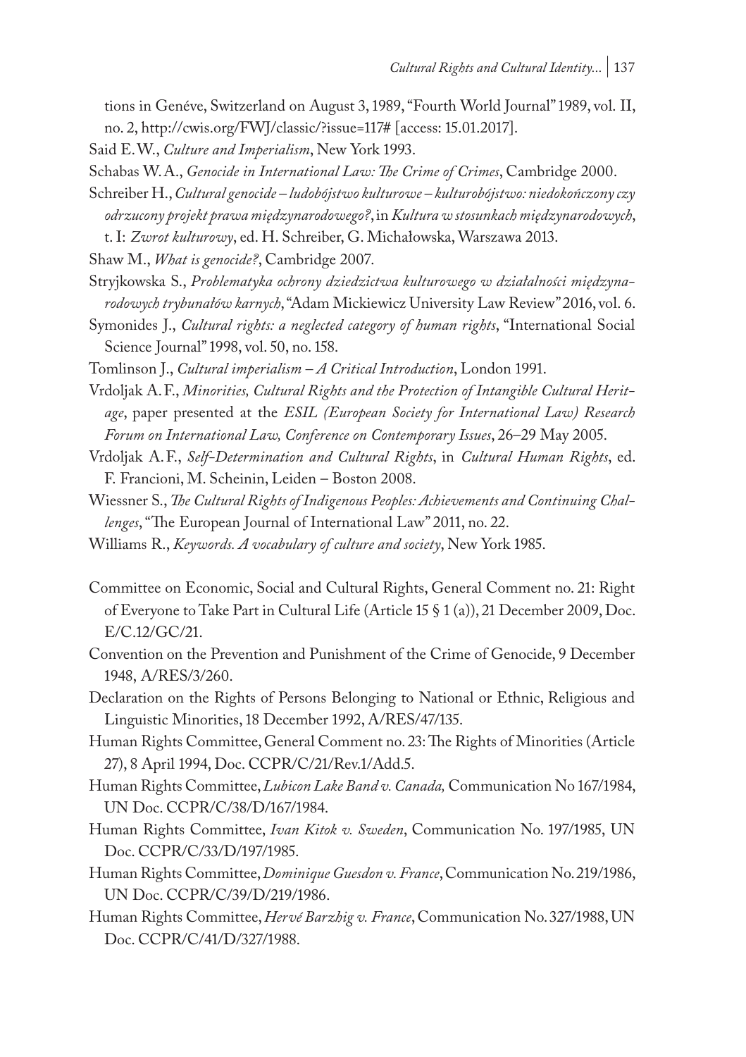tions in Genéve, Switzerland on August 3, 1989, "Fourth World Journal" 1989, vol. II, no. 2, http://cwis.org/FWJ/classic/?issue=117# [access: 15.01.2017].

Said E.W., *Culture and Imperialism*, New York 1993.

Schabas W.A., *Genocide in International Law: The Crime of Crimes*, Cambridge 2000.

Schreiber H., *Cultural genocide – ludobójstwo kulturowe – kulturobójstwo: niedokończony czy odrzucony projekt prawa międzynarodowego?*, in *Kultura w stosunkach międzynarodowych*, t. I: *Zwrot kulturowy*, ed. H. Schreiber, G. Michałowska, Warszawa 2013.

Shaw M., *What is genocide?*, Cambridge 2007.

Stryjkowska S., *Problematyka ochrony dziedzictwa kulturowego w działalności międzynarodowych trybunałów karnych*, "Adam Mickiewicz University Law Review" 2016, vol. 6.

Symonides J., *Cultural rights: a neglected category of human rights*, "International Social Science Journal" 1998, vol. 50, no. 158.

Tomlinson J., *Cultural imperialism – A Critical Introduction*, London 1991.

Vrdoljak A.F., *Minorities, Cultural Rights and the Protection of Intangible Cultural Heritage*, paper presented at the *ESIL (European Society for International Law) Research Forum on International Law, Conference on Contemporary Issues*, 26–29 May 2005.

Vrdoljak A.F., *Self-Determination and Cultural Rights*, in *Cultural Human Rights*, ed. F. Francioni, M. Scheinin, Leiden – Boston 2008.

Wiessner S., *The Cultural Rights of Indigenous Peoples: Achievements and Continuing Challenges*, "The European Journal of International Law" 2011, no. 22.

Williams R., *Keywords. A vocabulary of culture and society*, New York 1985.

Committee on Economic, Social and Cultural Rights, General Comment no. 21: Right of Everyone to Take Part in Cultural Life (Article 15 § 1 (a)), 21 December 2009, Doc. E/C.12/GC/21.

Convention on the Prevention and Punishment of the Crime of Genocide, 9 December 1948, A/RES/3/260.

Declaration on the Rights of Persons Belonging to National or Ethnic, Religious and Linguistic Minorities, 18 December 1992, A/RES/47/135.

Human Rights Committee, General Comment no. 23: The Rights of Minorities (Article 27), 8 April 1994, Doc. CCPR/C/21/Rev.1/Add.5.

Human Rights Committee, *Lubicon Lake Band v. Canada,* Communication No 167/1984, UN Doc. CCPR/C/38/D/167/1984.

Human Rights Committee, *Ivan Kitok v. Sweden*, Communication No. 197/1985, UN Doc. CCPR/C/33/D/197/1985.

Human Rights Committee, *Dominique Guesdon v. France*, Communication No. 219/1986, UN Doc. CCPR/C/39/D/219/1986.

Human Rights Committee, *Hervé Barzhig v. France*, Communication No. 327/1988, UN Doc. CCPR/C/41/D/327/1988.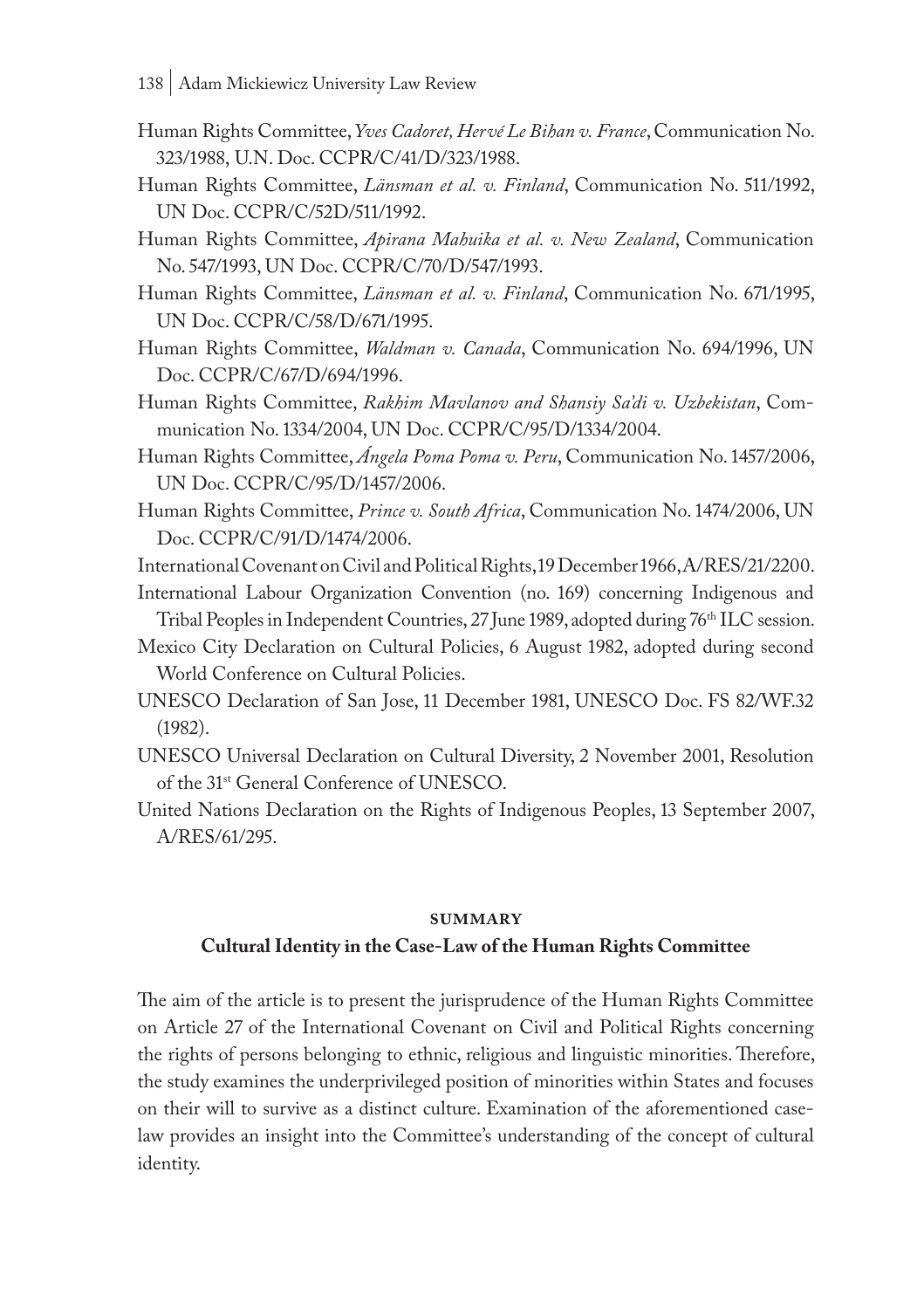Human Rights Committee, *Yves Cadoret, Hervé Le Bihan v. France*, Communication No. 323/1988, U.N. Doc. CCPR/C/41/D/323/1988.

Human Rights Committee, *Länsman et al. v. Finland*, Communication No. 511/1992, UN Doc. CCPR/C/52D/511/1992.

Human Rights Committee, *Apirana Mahuika et al. v. New Zealand*, Communication No. 547/1993, UN Doc. CCPR/C/70/D/547/1993.

Human Rights Committee, *Länsman et al. v. Finland*, Communication No. 671/1995, UN Doc. CCPR/C/58/D/671/1995.

Human Rights Committee, *Waldman v. Canada*, Communication No. 694/1996, UN Doc. CCPR/C/67/D/694/1996.

Human Rights Committee, *Rakhim Mavlanov and Shansiy Sa'di v. Uzbekistan*, Communication No. 1334/2004, UN Doc. CCPR/C/95/D/1334/2004.

Human Rights Committee, *Ángela Poma Poma v. Peru*, Communication No. 1457/2006, UN Doc. CCPR/C/95/D/1457/2006.

Human Rights Committee, *Prince v. South Africa*, Communication No. 1474/2006, UN Doc. CCPR/C/91/D/1474/2006.

International Covenant on Civil and Political Rights, 19 December 1966, A/RES/21/2200.

International Labour Organization Convention (no. 169) concerning Indigenous and Tribal Peoples in Independent Countries, 27 June 1989, adopted during 76th ILC session.

Mexico City Declaration on Cultural Policies, 6 August 1982, adopted during second World Conference on Cultural Policies.

UNESCO Declaration of San Jose, 11 December 1981, UNESCO Doc. FS 82/WF.32 (1982).

UNESCO Universal Declaration on Cultural Diversity, 2 November 2001, Resolution of the 31st General Conference of UNESCO.

United Nations Declaration on the Rights of Indigenous Peoples, 13 September 2007, A/RES/61/295.

## SUMMARY

### Cultural Identity in the Case-Law of the Human Rights Committee

The aim of the article is to present the jurisprudence of the Human Rights Committee on Article 27 of the International Covenant on Civil and Political Rights concerning the rights of persons belonging to ethnic, religious and linguistic minorities. Therefore, the study examines the underprivileged position of minorities within States and focuses on their will to survive as a distinct culture. Examination of the aforementioned case-law provides an insight into the Committee's understanding of the concept of cultural identity.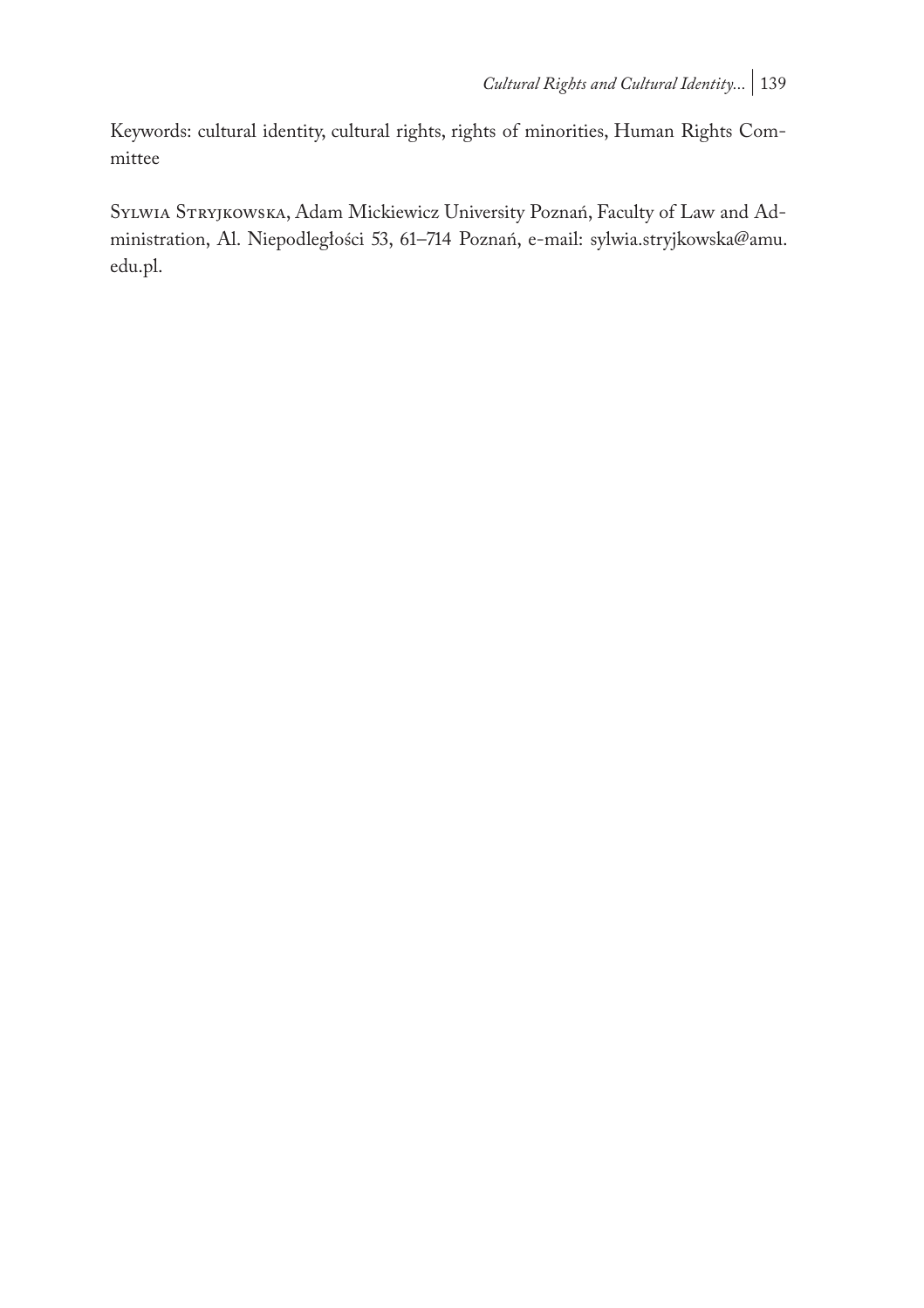Keywords: cultural identity, cultural rights, rights of minorities, Human Rights Committee

Sylwia Stryjkowska, Adam Mickiewicz University Poznań, Faculty of Law and Administration, Al. Niepodległości 53, 61–714 Poznań, e-mail: sylwia.stryjkowska@amu.edu.pl.